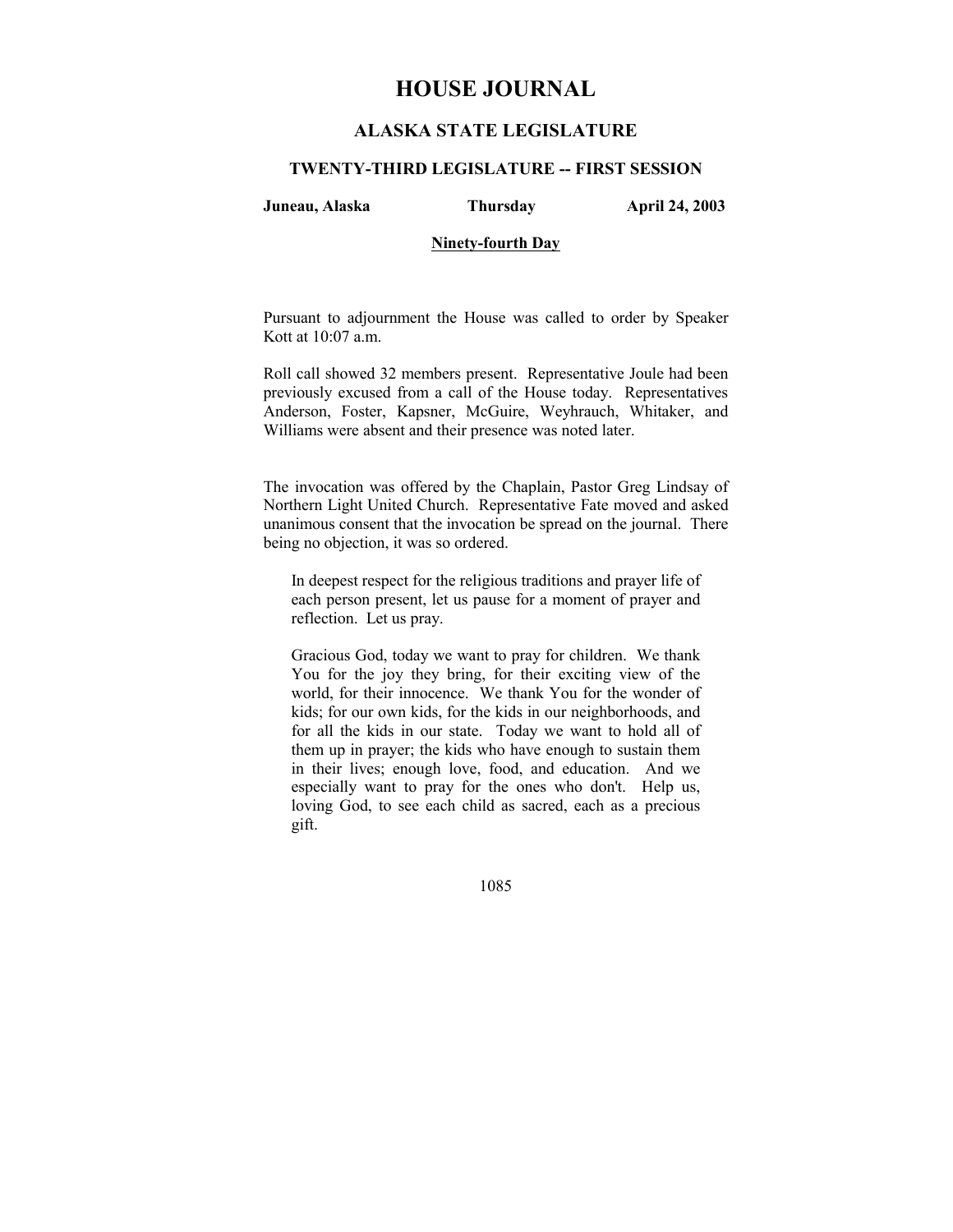# HOUSE JOURNAL

## ALASKA STATE LEGISLATURE

### TWENTY-THIRD LEGISLATURE -- FIRST SESSION

**Juneau, Alaska** **Thursday** **April 24, 2003**

**Ninety-fourth Day**

Pursuant to adjournment the House was called to order by Speaker Kott at 10:07 a.m.

Roll call showed 32 members present. Representative Joule had been previously excused from a call of the House today. Representatives Anderson, Foster, Kapsner, McGuire, Weyhrauch, Whitaker, and Williams were absent and their presence was noted later.

The invocation was offered by the Chaplain, Pastor Greg Lindsay of Northern Light United Church. Representative Fate moved and asked unanimous consent that the invocation be spread on the journal. There being no objection, it was so ordered.

> In deepest respect for the religious traditions and prayer life of each person present, let us pause for a moment of prayer and reflection. Let us pray.
>
> Gracious God, today we want to pray for children. We thank You for the joy they bring, for their exciting view of the world, for their innocence. We thank You for the wonder of kids; for our own kids, for the kids in our neighborhoods, and for all the kids in our state. Today we want to hold all of them up in prayer; the kids who have enough to sustain them in their lives; enough love, food, and education. And we especially want to pray for the ones who don't. Help us, loving God, to see each child as sacred, each as a precious gift.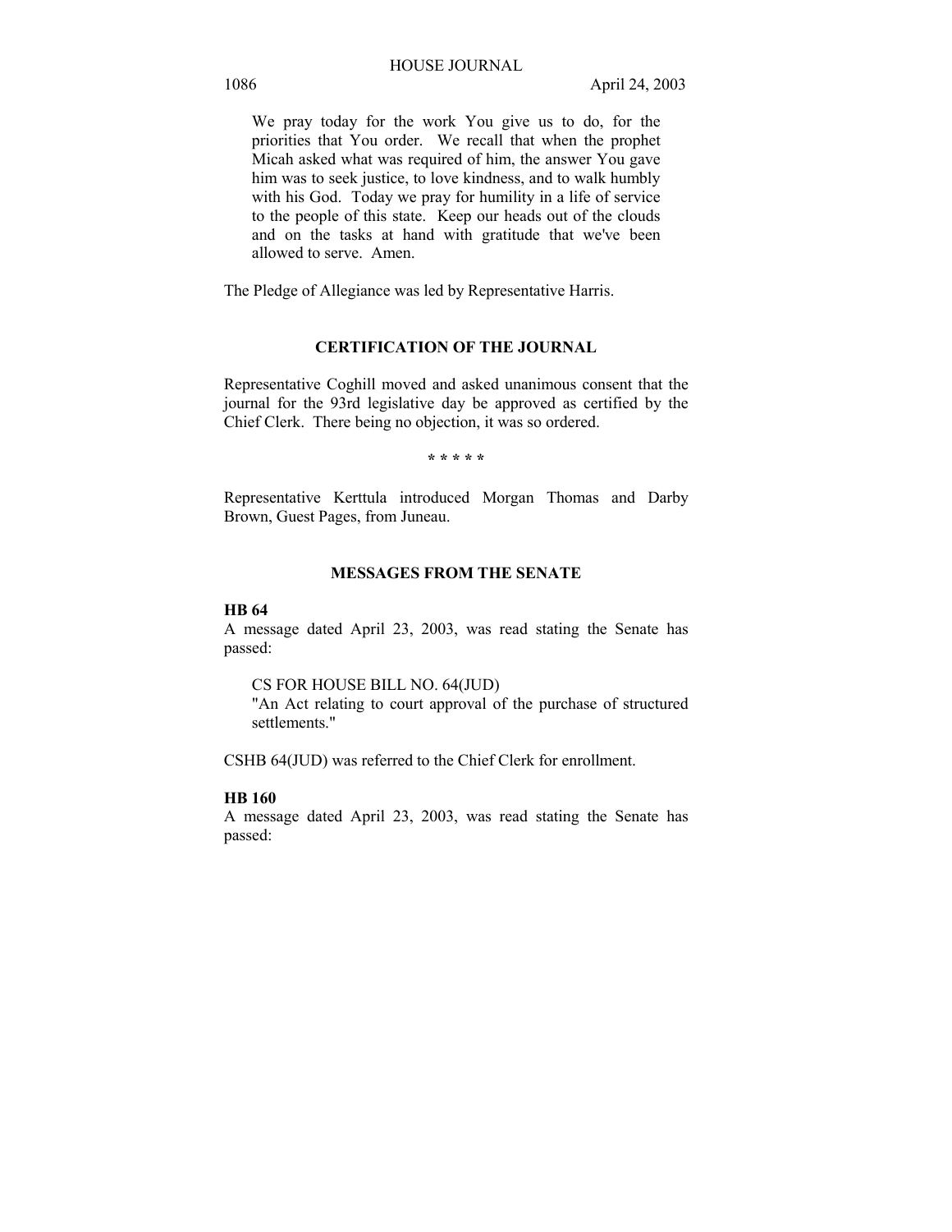We pray today for the work You give us to do, for the priorities that You order. We recall that when the prophet Micah asked what was required of him, the answer You gave him was to seek justice, to love kindness, and to walk humbly with his God. Today we pray for humility in a life of service to the people of this state. Keep our heads out of the clouds and on the tasks at hand with gratitude that we've been allowed to serve. Amen.

The Pledge of Allegiance was led by Representative Harris.

## CERTIFICATION OF THE JOURNAL

Representative Coghill moved and asked unanimous consent that the journal for the 93rd legislative day be approved as certified by the Chief Clerk. There being no objection, it was so ordered.

\* \* \* \* \*

Representative Kerttula introduced Morgan Thomas and Darby Brown, Guest Pages, from Juneau.

## MESSAGES FROM THE SENATE

**HB 64**

A message dated April 23, 2003, was read stating the Senate has passed:

CS FOR HOUSE BILL NO. 64(JUD)
"An Act relating to court approval of the purchase of structured settlements."

CSHB 64(JUD) was referred to the Chief Clerk for enrollment.

**HB 160**

A message dated April 23, 2003, was read stating the Senate has passed: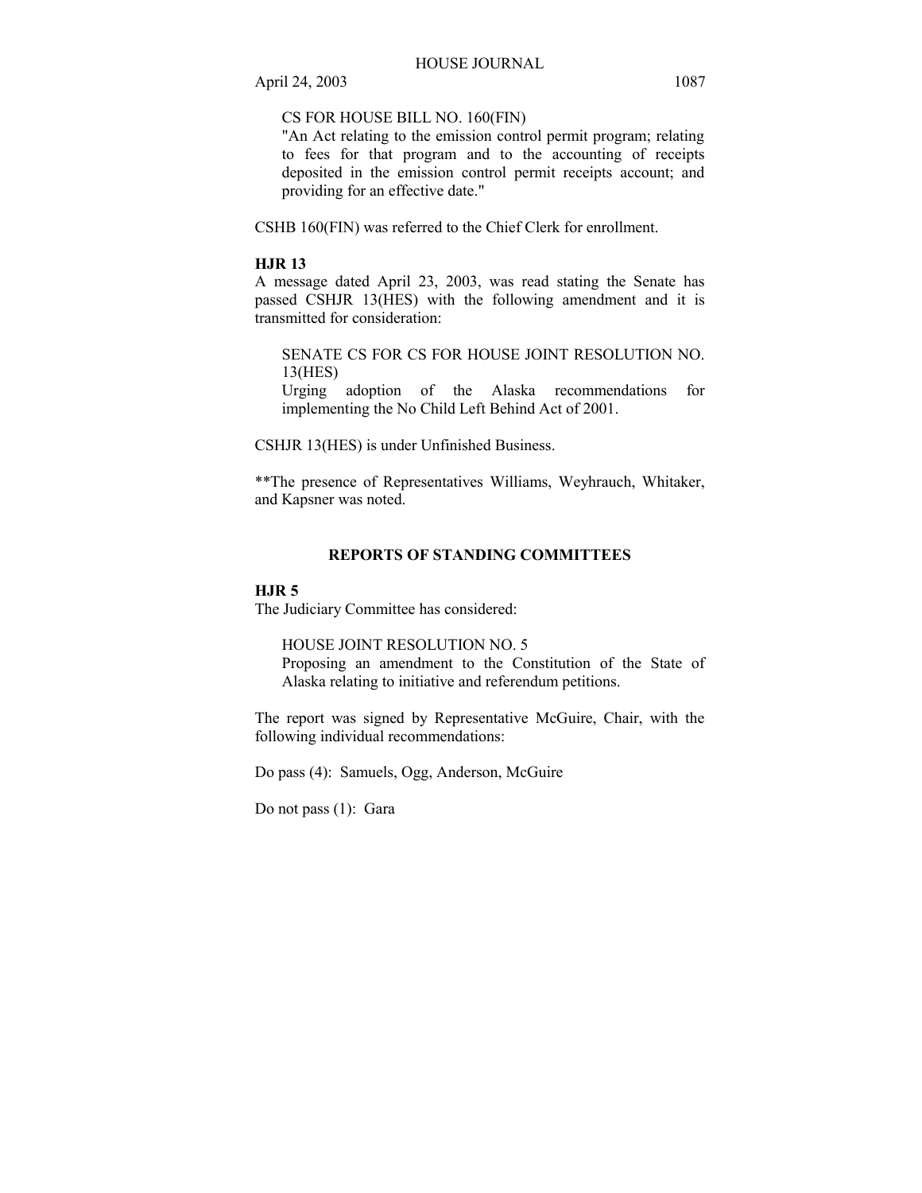CS FOR HOUSE BILL NO. 160(FIN)
"An Act relating to the emission control permit program; relating to fees for that program and to the accounting of receipts deposited in the emission control permit receipts account; and providing for an effective date."

CSHB 160(FIN) was referred to the Chief Clerk for enrollment.

**HJR 13**
A message dated April 23, 2003, was read stating the Senate has passed CSHJR 13(HES) with the following amendment and it is transmitted for consideration:

SENATE CS FOR CS FOR HOUSE JOINT RESOLUTION NO. 13(HES)
Urging adoption of the Alaska recommendations for implementing the No Child Left Behind Act of 2001.

CSHJR 13(HES) is under Unfinished Business.

**The presence of Representatives Williams, Weyhrauch, Whitaker, and Kapsner was noted.

## REPORTS OF STANDING COMMITTEES

**HJR 5**
The Judiciary Committee has considered:

HOUSE JOINT RESOLUTION NO. 5
Proposing an amendment to the Constitution of the State of Alaska relating to initiative and referendum petitions.

The report was signed by Representative McGuire, Chair, with the following individual recommendations:

Do pass (4): Samuels, Ogg, Anderson, McGuire

Do not pass (1): Gara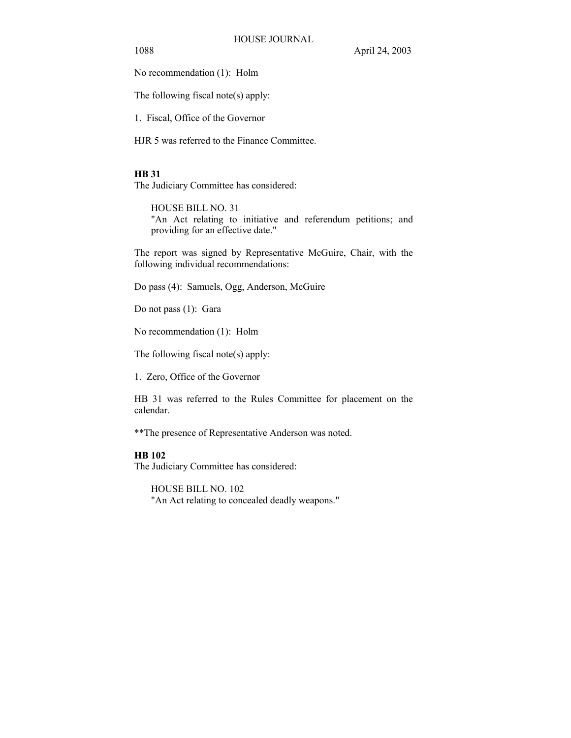No recommendation (1): Holm

The following fiscal note(s) apply:

1. Fiscal, Office of the Governor

HJR 5 was referred to the Finance Committee.

**HB 31**

The Judiciary Committee has considered:

HOUSE BILL NO. 31
"An Act relating to initiative and referendum petitions; and providing for an effective date."

The report was signed by Representative McGuire, Chair, with the following individual recommendations:

Do pass (4): Samuels, Ogg, Anderson, McGuire

Do not pass (1): Gara

No recommendation (1): Holm

The following fiscal note(s) apply:

1. Zero, Office of the Governor

HB 31 was referred to the Rules Committee for placement on the calendar.

**The presence of Representative Anderson was noted.

**HB 102**

The Judiciary Committee has considered:

HOUSE BILL NO. 102
"An Act relating to concealed deadly weapons."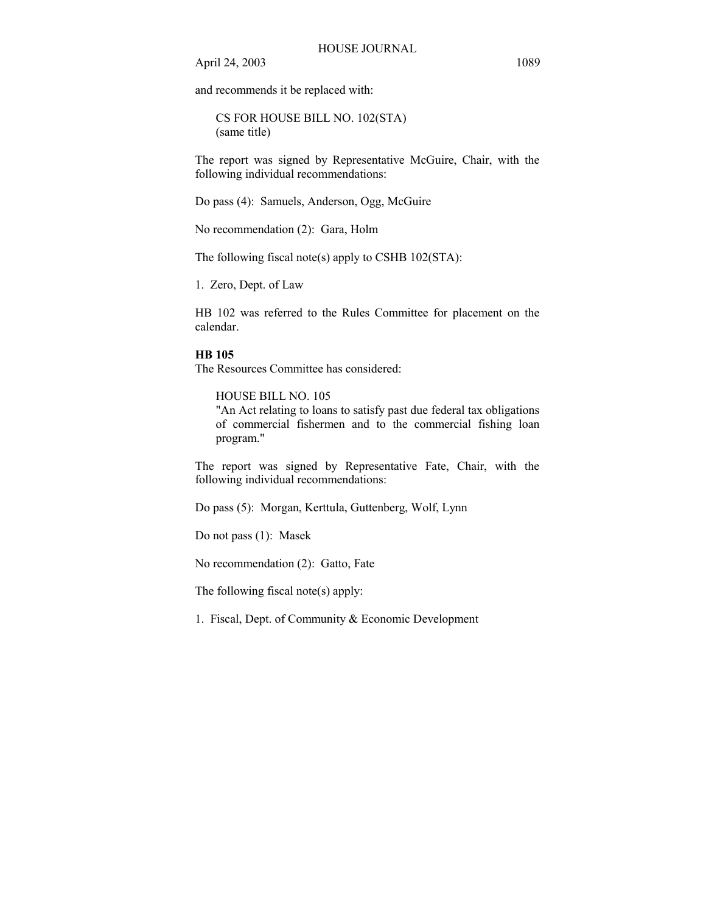and recommends it be replaced with:

CS FOR HOUSE BILL NO. 102(STA)
(same title)

The report was signed by Representative McGuire, Chair, with the following individual recommendations:

Do pass (4): Samuels, Anderson, Ogg, McGuire

No recommendation (2): Gara, Holm

The following fiscal note(s) apply to CSHB 102(STA):

1. Zero, Dept. of Law

HB 102 was referred to the Rules Committee for placement on the calendar.

**HB 105**

The Resources Committee has considered:

HOUSE BILL NO. 105
"An Act relating to loans to satisfy past due federal tax obligations of commercial fishermen and to the commercial fishing loan program."

The report was signed by Representative Fate, Chair, with the following individual recommendations:

Do pass (5): Morgan, Kerttula, Guttenberg, Wolf, Lynn

Do not pass (1): Masek

No recommendation (2): Gatto, Fate

The following fiscal note(s) apply:

1. Fiscal, Dept. of Community & Economic Development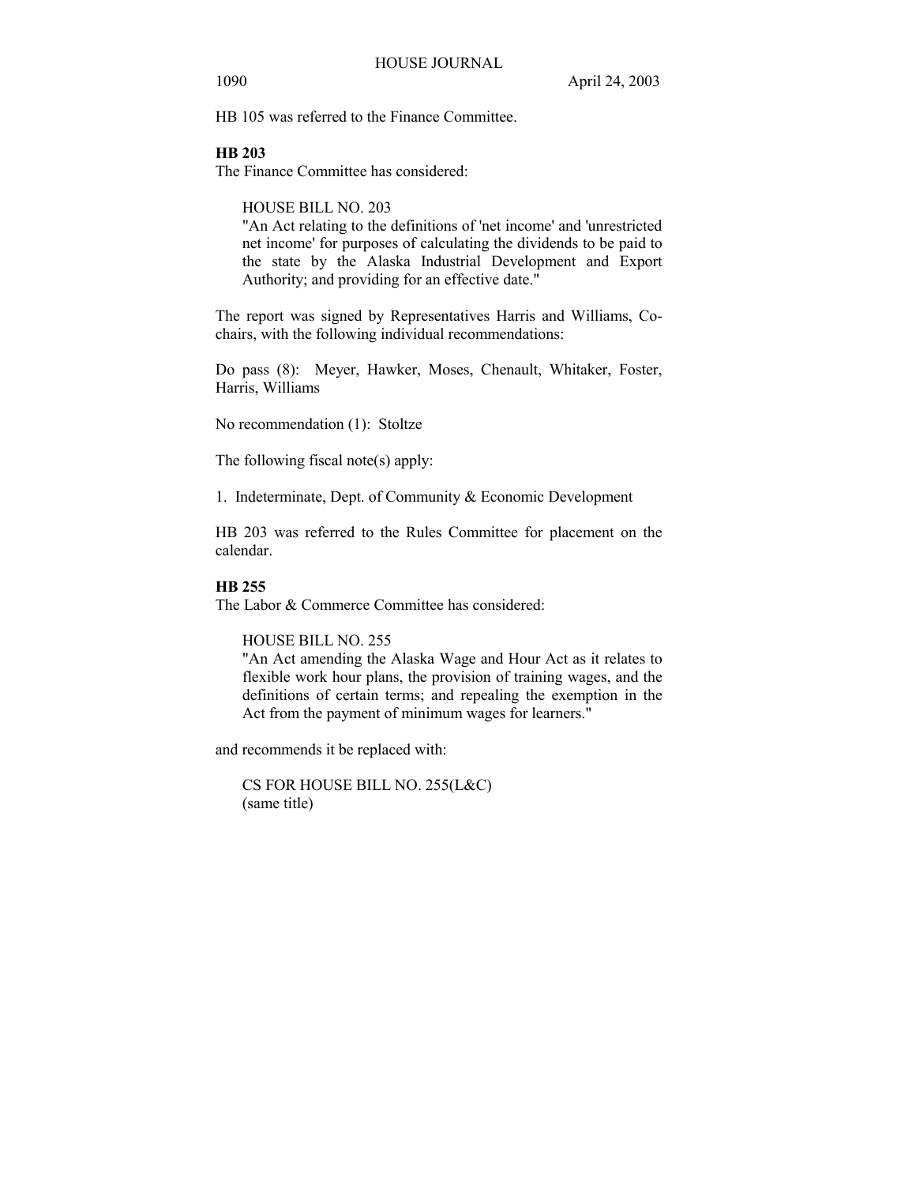HB 105 was referred to the Finance Committee.

**HB 203**

The Finance Committee has considered:

HOUSE BILL NO. 203
"An Act relating to the definitions of 'net income' and 'unrestricted net income' for purposes of calculating the dividends to be paid to the state by the Alaska Industrial Development and Export Authority; and providing for an effective date."

The report was signed by Representatives Harris and Williams, Co-chairs, with the following individual recommendations:

Do pass (8): Meyer, Hawker, Moses, Chenault, Whitaker, Foster, Harris, Williams

No recommendation (1): Stoltze

The following fiscal note(s) apply:

1. Indeterminate, Dept. of Community & Economic Development

HB 203 was referred to the Rules Committee for placement on the calendar.

**HB 255**

The Labor & Commerce Committee has considered:

HOUSE BILL NO. 255
"An Act amending the Alaska Wage and Hour Act as it relates to flexible work hour plans, the provision of training wages, and the definitions of certain terms; and repealing the exemption in the Act from the payment of minimum wages for learners."

and recommends it be replaced with:

CS FOR HOUSE BILL NO. 255(L&C)
(same title)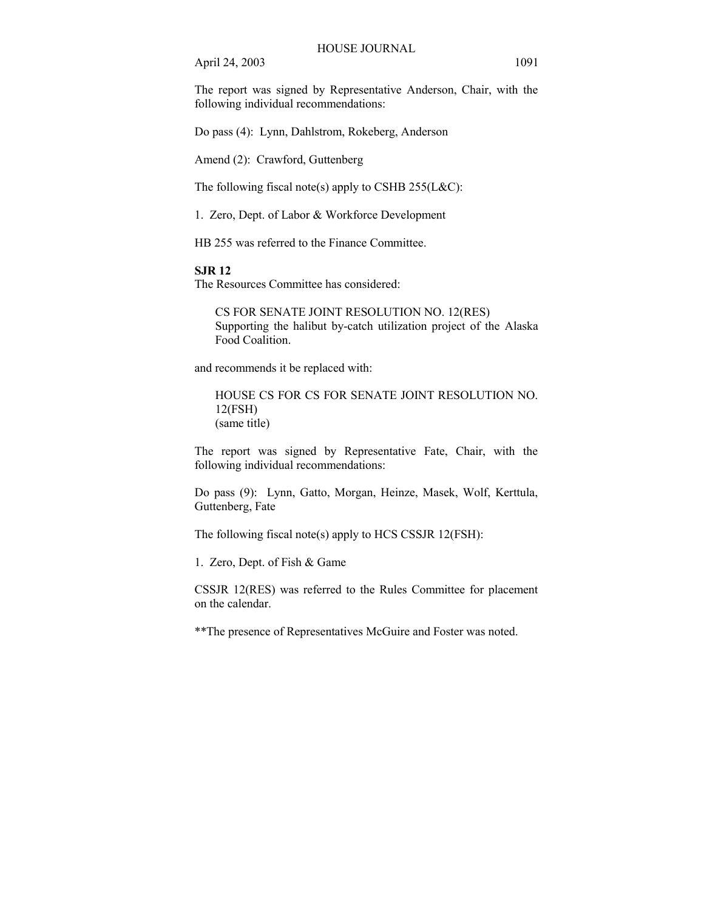The report was signed by Representative Anderson, Chair, with the following individual recommendations:

Do pass (4): Lynn, Dahlstrom, Rokeberg, Anderson

Amend (2): Crawford, Guttenberg

The following fiscal note(s) apply to CSHB 255(L&C):

1. Zero, Dept. of Labor & Workforce Development

HB 255 was referred to the Finance Committee.

**SJR 12**

The Resources Committee has considered:

> CS FOR SENATE JOINT RESOLUTION NO. 12(RES)
> Supporting the halibut by-catch utilization project of the Alaska Food Coalition.

and recommends it be replaced with:

> HOUSE CS FOR CS FOR SENATE JOINT RESOLUTION NO. 12(FSH)
> (same title)

The report was signed by Representative Fate, Chair, with the following individual recommendations:

Do pass (9): Lynn, Gatto, Morgan, Heinze, Masek, Wolf, Kerttula, Guttenberg, Fate

The following fiscal note(s) apply to HCS CSSJR 12(FSH):

1. Zero, Dept. of Fish & Game

CSSJR 12(RES) was referred to the Rules Committee for placement on the calendar.

**The presence of Representatives McGuire and Foster was noted.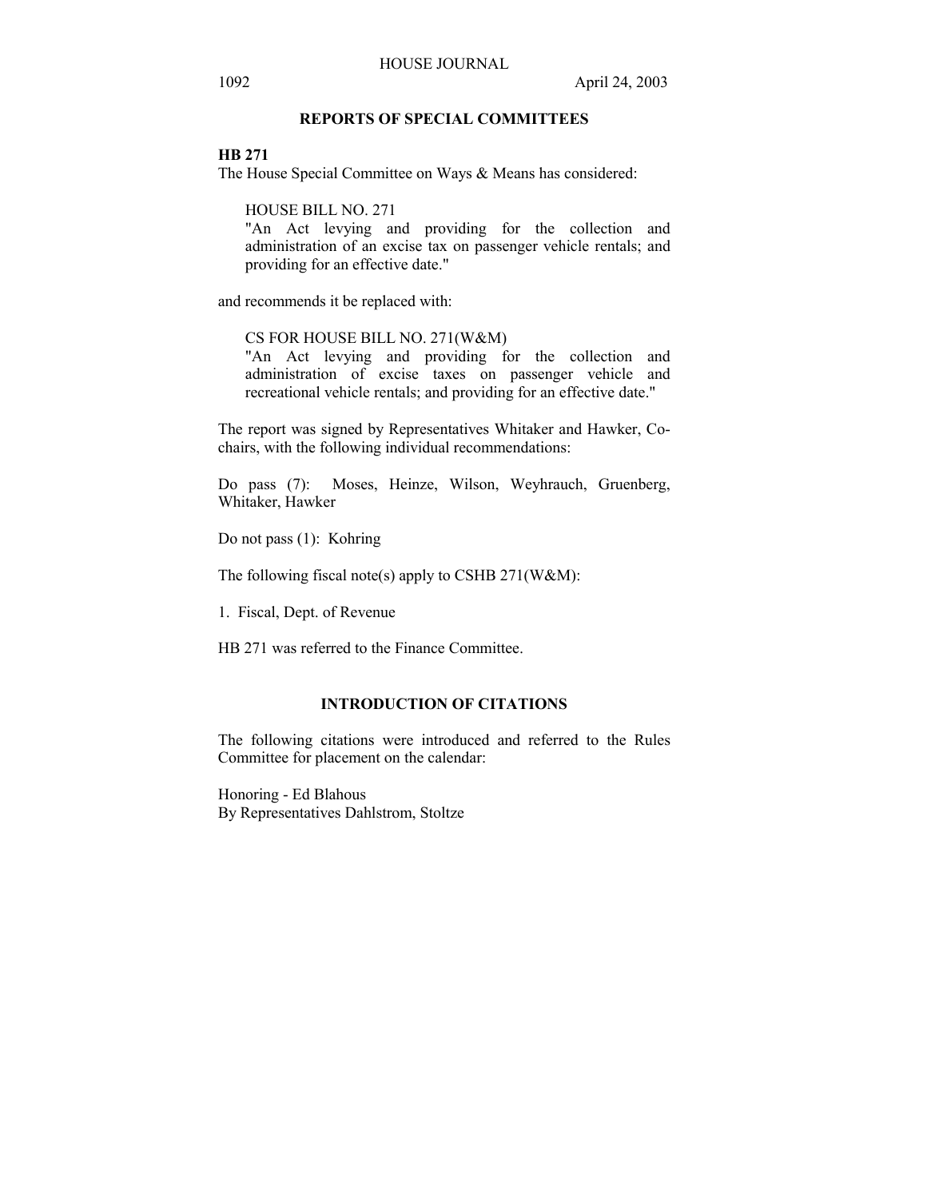## REPORTS OF SPECIAL COMMITTEES

**HB 271**

The House Special Committee on Ways & Means has considered:

HOUSE BILL NO. 271
"An Act levying and providing for the collection and administration of an excise tax on passenger vehicle rentals; and providing for an effective date."

and recommends it be replaced with:

CS FOR HOUSE BILL NO. 271(W&M)
"An Act levying and providing for the collection and administration of excise taxes on passenger vehicle and recreational vehicle rentals; and providing for an effective date."

The report was signed by Representatives Whitaker and Hawker, Co-chairs, with the following individual recommendations:

Do pass (7): Moses, Heinze, Wilson, Weyhrauch, Gruenberg, Whitaker, Hawker

Do not pass (1): Kohring

The following fiscal note(s) apply to CSHB 271(W&M):

1. Fiscal, Dept. of Revenue

HB 271 was referred to the Finance Committee.

## INTRODUCTION OF CITATIONS

The following citations were introduced and referred to the Rules Committee for placement on the calendar:

Honoring - Ed Blahous
By Representatives Dahlstrom, Stoltze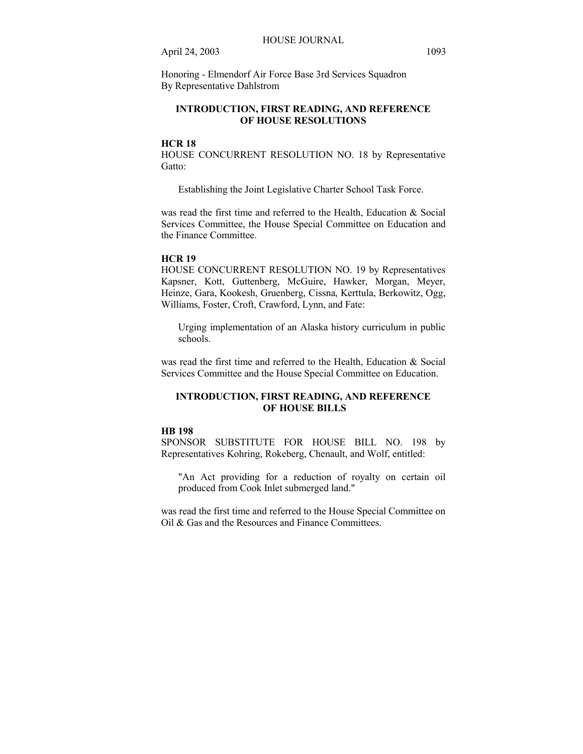Honoring - Elmendorf Air Force Base 3rd Services Squadron
By Representative Dahlstrom

## INTRODUCTION, FIRST READING, AND REFERENCE OF HOUSE RESOLUTIONS

**HCR 18**

HOUSE CONCURRENT RESOLUTION NO. 18 by Representative Gatto:

Establishing the Joint Legislative Charter School Task Force.

was read the first time and referred to the Health, Education & Social Services Committee, the House Special Committee on Education and the Finance Committee.

**HCR 19**

HOUSE CONCURRENT RESOLUTION NO. 19 by Representatives Kapsner, Kott, Guttenberg, McGuire, Hawker, Morgan, Meyer, Heinze, Gara, Kookesh, Gruenberg, Cissna, Kerttula, Berkowitz, Ogg, Williams, Foster, Croft, Crawford, Lynn, and Fate:

Urging implementation of an Alaska history curriculum in public schools.

was read the first time and referred to the Health, Education & Social Services Committee and the House Special Committee on Education.

## INTRODUCTION, FIRST READING, AND REFERENCE OF HOUSE BILLS

**HB 198**

SPONSOR SUBSTITUTE FOR HOUSE BILL NO. 198 by Representatives Kohring, Rokeberg, Chenault, and Wolf, entitled:

"An Act providing for a reduction of royalty on certain oil produced from Cook Inlet submerged land."

was read the first time and referred to the House Special Committee on Oil & Gas and the Resources and Finance Committees.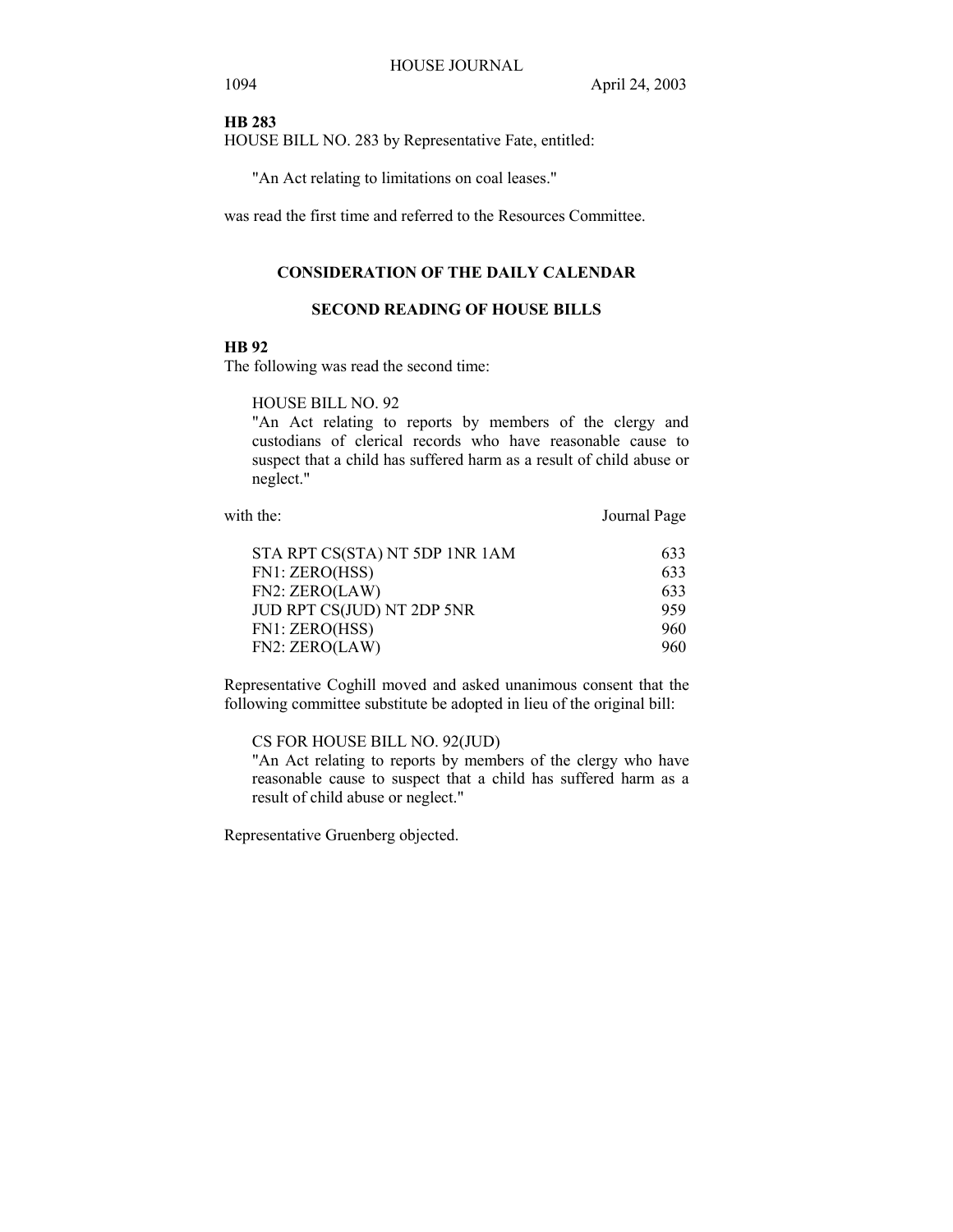**HB 283**

HOUSE BILL NO. 283 by Representative Fate, entitled:

> "An Act relating to limitations on coal leases."

was read the first time and referred to the Resources Committee.

## CONSIDERATION OF THE DAILY CALENDAR

## SECOND READING OF HOUSE BILLS

**HB 92**

The following was read the second time:

> HOUSE BILL NO. 92
> "An Act relating to reports by members of the clergy and custodians of clerical records who have reasonable cause to suspect that a child has suffered harm as a result of child abuse or neglect."

| with the: | Journal Page |
|---|---|
| STA RPT CS(STA) NT 5DP 1NR 1AM | 633 |
| FN1: ZERO(HSS) | 633 |
| FN2: ZERO(LAW) | 633 |
| JUD RPT CS(JUD) NT 2DP 5NR | 959 |
| FN1: ZERO(HSS) | 960 |
| FN2: ZERO(LAW) | 960 |

Representative Coghill moved and asked unanimous consent that the following committee substitute be adopted in lieu of the original bill:

> CS FOR HOUSE BILL NO. 92(JUD)
> "An Act relating to reports by members of the clergy who have reasonable cause to suspect that a child has suffered harm as a result of child abuse or neglect."

Representative Gruenberg objected.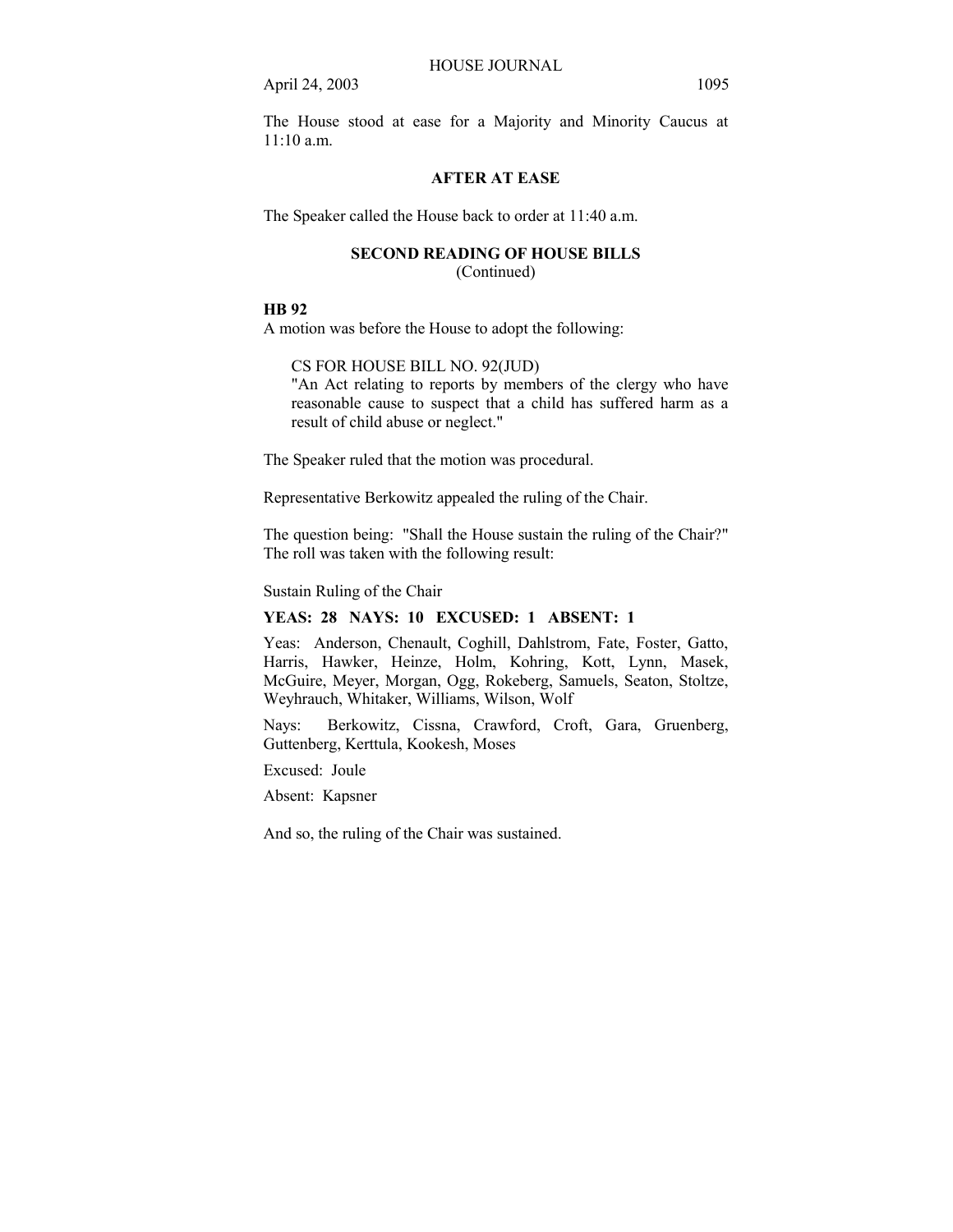The House stood at ease for a Majority and Minority Caucus at 11:10 a.m.

**AFTER AT EASE**

The Speaker called the House back to order at 11:40 a.m.

**SECOND READING OF HOUSE BILLS**
(Continued)

**HB 92**
A motion was before the House to adopt the following:

> CS FOR HOUSE BILL NO. 92(JUD)
> "An Act relating to reports by members of the clergy who have reasonable cause to suspect that a child has suffered harm as a result of child abuse or neglect."

The Speaker ruled that the motion was procedural.

Representative Berkowitz appealed the ruling of the Chair.

The question being: "Shall the House sustain the ruling of the Chair?" The roll was taken with the following result:

Sustain Ruling of the Chair

**YEAS: 28 NAYS: 10 EXCUSED: 1 ABSENT: 1**

Yeas: Anderson, Chenault, Coghill, Dahlstrom, Fate, Foster, Gatto, Harris, Hawker, Heinze, Holm, Kohring, Kott, Lynn, Masek, McGuire, Meyer, Morgan, Ogg, Rokeberg, Samuels, Seaton, Stoltze, Weyhrauch, Whitaker, Williams, Wilson, Wolf

Nays: Berkowitz, Cissna, Crawford, Croft, Gara, Gruenberg, Guttenberg, Kerttula, Kookesh, Moses

Excused: Joule

Absent: Kapsner

And so, the ruling of the Chair was sustained.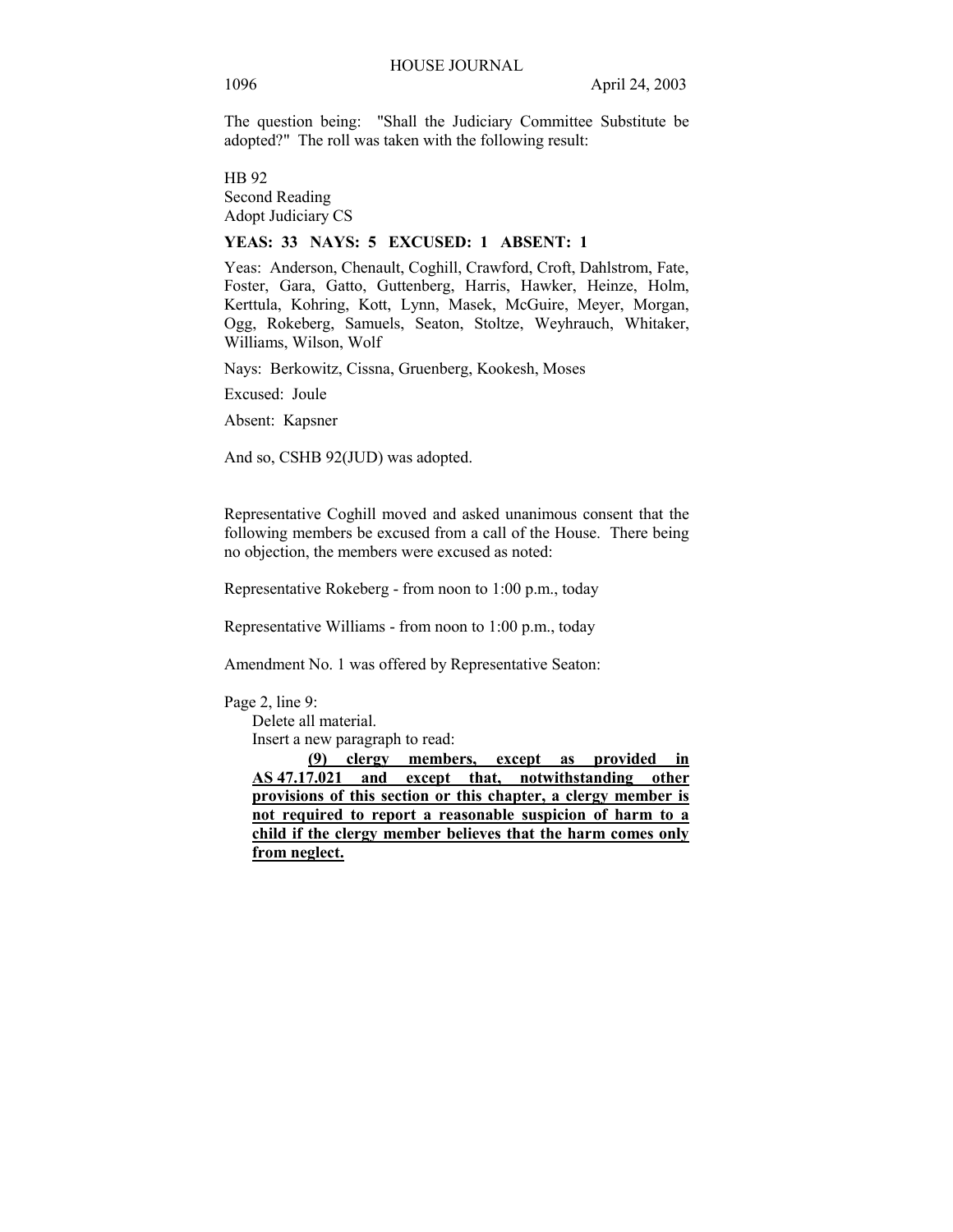The question being: "Shall the Judiciary Committee Substitute be adopted?" The roll was taken with the following result:

HB 92
Second Reading
Adopt Judiciary CS

**YEAS: 33 NAYS: 5 EXCUSED: 1 ABSENT: 1**

Yeas: Anderson, Chenault, Coghill, Crawford, Croft, Dahlstrom, Fate, Foster, Gara, Gatto, Guttenberg, Harris, Hawker, Heinze, Holm, Kerttula, Kohring, Kott, Lynn, Masek, McGuire, Meyer, Morgan, Ogg, Rokeberg, Samuels, Seaton, Stoltze, Weyhrauch, Whitaker, Williams, Wilson, Wolf

Nays: Berkowitz, Cissna, Gruenberg, Kookesh, Moses

Excused: Joule

Absent: Kapsner

And so, CSHB 92(JUD) was adopted.

Representative Coghill moved and asked unanimous consent that the following members be excused from a call of the House. There being no objection, the members were excused as noted:

Representative Rokeberg - from noon to 1:00 p.m., today

Representative Williams - from noon to 1:00 p.m., today

Amendment No. 1 was offered by Representative Seaton:

Page 2, line 9:

Delete all material.

Insert a new paragraph to read:

**<u>(9) clergy members, except as provided in AS 47.17.021 and except that, notwithstanding other provisions of this section or this chapter, a clergy member is not required to report a reasonable suspicion of harm to a child if the clergy member believes that the harm comes only from neglect.</u>**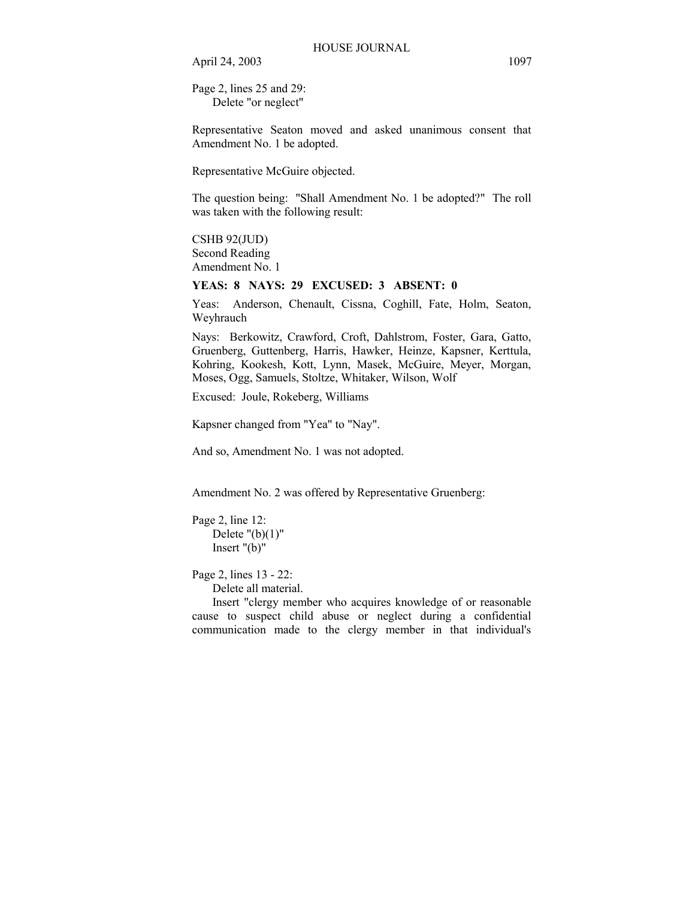Page 2, lines 25 and 29:
Delete "or neglect"

Representative Seaton moved and asked unanimous consent that Amendment No. 1 be adopted.

Representative McGuire objected.

The question being: "Shall Amendment No. 1 be adopted?" The roll was taken with the following result:

CSHB 92(JUD)
Second Reading
Amendment No. 1

**YEAS: 8 NAYS: 29 EXCUSED: 3 ABSENT: 0**

Yeas: Anderson, Chenault, Cissna, Coghill, Fate, Holm, Seaton, Weyhrauch

Nays: Berkowitz, Crawford, Croft, Dahlstrom, Foster, Gara, Gatto, Gruenberg, Guttenberg, Harris, Hawker, Heinze, Kapsner, Kerttula, Kohring, Kookesh, Kott, Lynn, Masek, McGuire, Meyer, Morgan, Moses, Ogg, Samuels, Stoltze, Whitaker, Wilson, Wolf

Excused: Joule, Rokeberg, Williams

Kapsner changed from "Yea" to "Nay".

And so, Amendment No. 1 was not adopted.

Amendment No. 2 was offered by Representative Gruenberg:

Page 2, line 12:
Delete "(b)(1)"
Insert "(b)"

Page 2, lines 13 - 22:
Delete all material.
Insert "clergy member who acquires knowledge of or reasonable cause to suspect child abuse or neglect during a confidential communication made to the clergy member in that individual's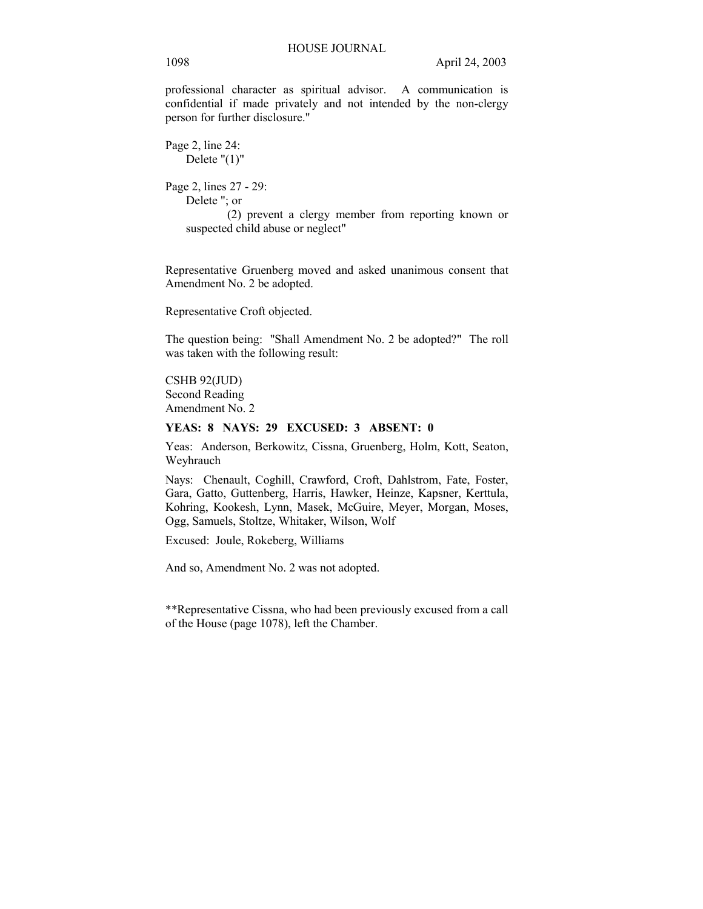professional character as spiritual advisor. A communication is confidential if made privately and not intended by the non-clergy person for further disclosure."

Page 2, line 24:
Delete "(1)"

Page 2, lines 27 - 29:
Delete "; or
(2) prevent a clergy member from reporting known or suspected child abuse or neglect"

Representative Gruenberg moved and asked unanimous consent that Amendment No. 2 be adopted.

Representative Croft objected.

The question being: "Shall Amendment No. 2 be adopted?" The roll was taken with the following result:

CSHB 92(JUD)
Second Reading
Amendment No. 2

**YEAS: 8 NAYS: 29 EXCUSED: 3 ABSENT: 0**

Yeas: Anderson, Berkowitz, Cissna, Gruenberg, Holm, Kott, Seaton, Weyhrauch

Nays: Chenault, Coghill, Crawford, Croft, Dahlstrom, Fate, Foster, Gara, Gatto, Guttenberg, Harris, Hawker, Heinze, Kapsner, Kerttula, Kohring, Kookesh, Lynn, Masek, McGuire, Meyer, Morgan, Moses, Ogg, Samuels, Stoltze, Whitaker, Wilson, Wolf

Excused: Joule, Rokeberg, Williams

And so, Amendment No. 2 was not adopted.

**Representative Cissna, who had been previously excused from a call of the House (page 1078), left the Chamber.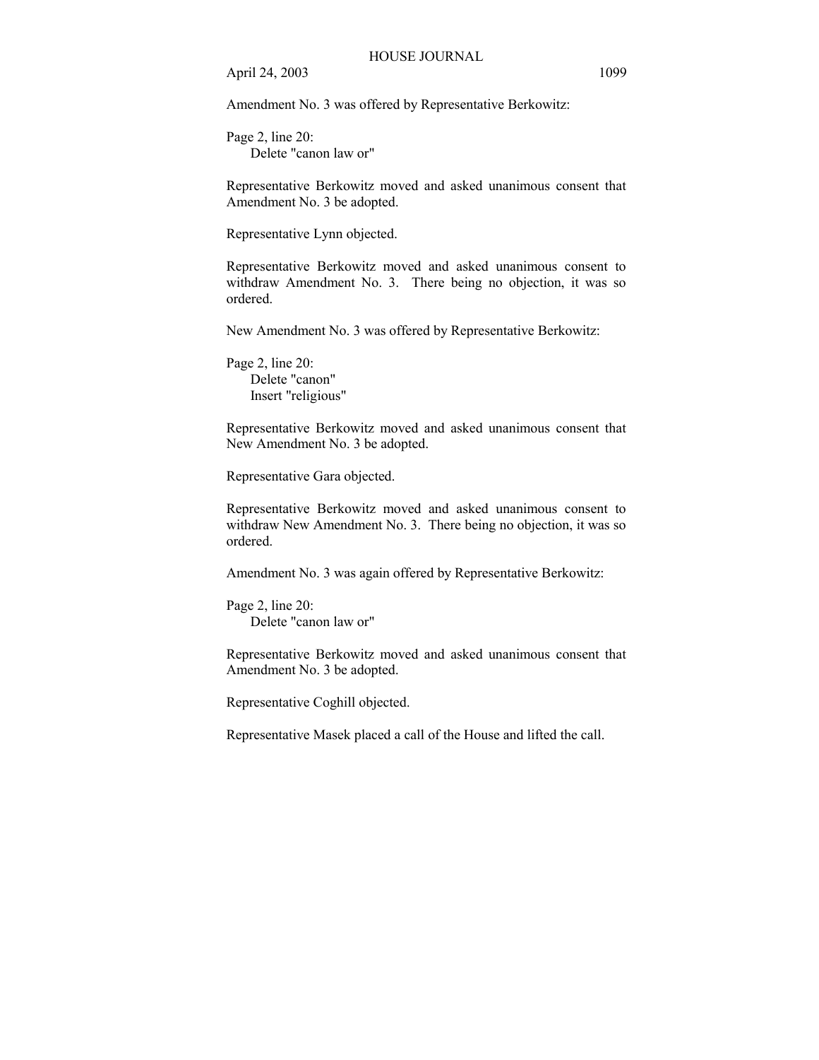Amendment No. 3 was offered by Representative Berkowitz:

Page 2, line 20:
    Delete "canon law or"

Representative Berkowitz moved and asked unanimous consent that Amendment No. 3 be adopted.

Representative Lynn objected.

Representative Berkowitz moved and asked unanimous consent to withdraw Amendment No. 3. There being no objection, it was so ordered.

New Amendment No. 3 was offered by Representative Berkowitz:

Page 2, line 20:
    Delete "canon"
    Insert "religious"

Representative Berkowitz moved and asked unanimous consent that New Amendment No. 3 be adopted.

Representative Gara objected.

Representative Berkowitz moved and asked unanimous consent to withdraw New Amendment No. 3. There being no objection, it was so ordered.

Amendment No. 3 was again offered by Representative Berkowitz:

Page 2, line 20:
    Delete "canon law or"

Representative Berkowitz moved and asked unanimous consent that Amendment No. 3 be adopted.

Representative Coghill objected.

Representative Masek placed a call of the House and lifted the call.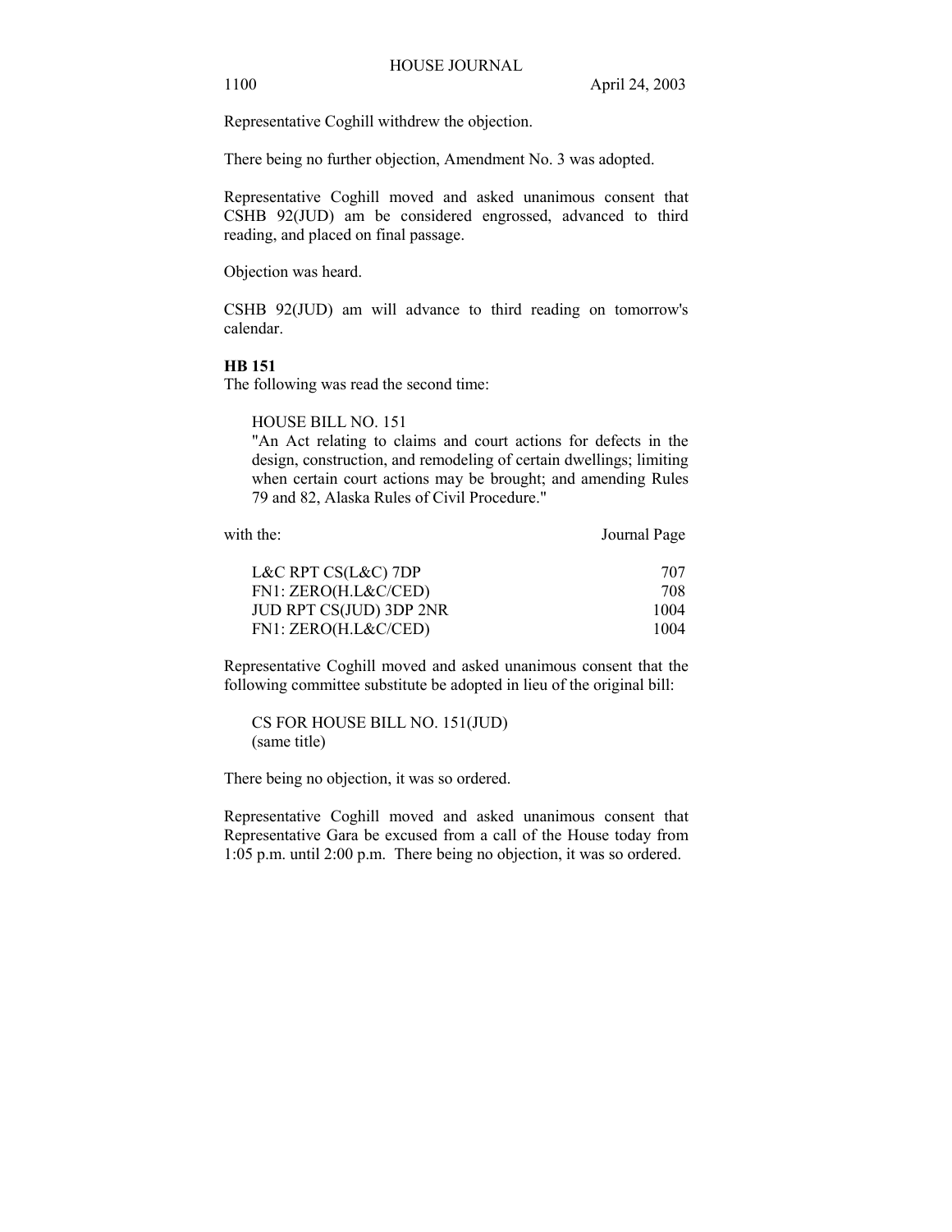Representative Coghill withdrew the objection.

There being no further objection, Amendment No. 3 was adopted.

Representative Coghill moved and asked unanimous consent that CSHB 92(JUD) am be considered engrossed, advanced to third reading, and placed on final passage.

Objection was heard.

CSHB 92(JUD) am will advance to third reading on tomorrow's calendar.

**HB 151**

The following was read the second time:

HOUSE BILL NO. 151
"An Act relating to claims and court actions for defects in the design, construction, and remodeling of certain dwellings; limiting when certain court actions may be brought; and amending Rules 79 and 82, Alaska Rules of Civil Procedure."

| with the: | Journal Page |
| --- | --- |
| L&C RPT CS(L&C) 7DP | 707 |
| FN1: ZERO(H.L&C/CED) | 708 |
| JUD RPT CS(JUD) 3DP 2NR | 1004 |
| FN1: ZERO(H.L&C/CED) | 1004 |

Representative Coghill moved and asked unanimous consent that the following committee substitute be adopted in lieu of the original bill:

CS FOR HOUSE BILL NO. 151(JUD)
(same title)

There being no objection, it was so ordered.

Representative Coghill moved and asked unanimous consent that Representative Gara be excused from a call of the House today from 1:05 p.m. until 2:00 p.m. There being no objection, it was so ordered.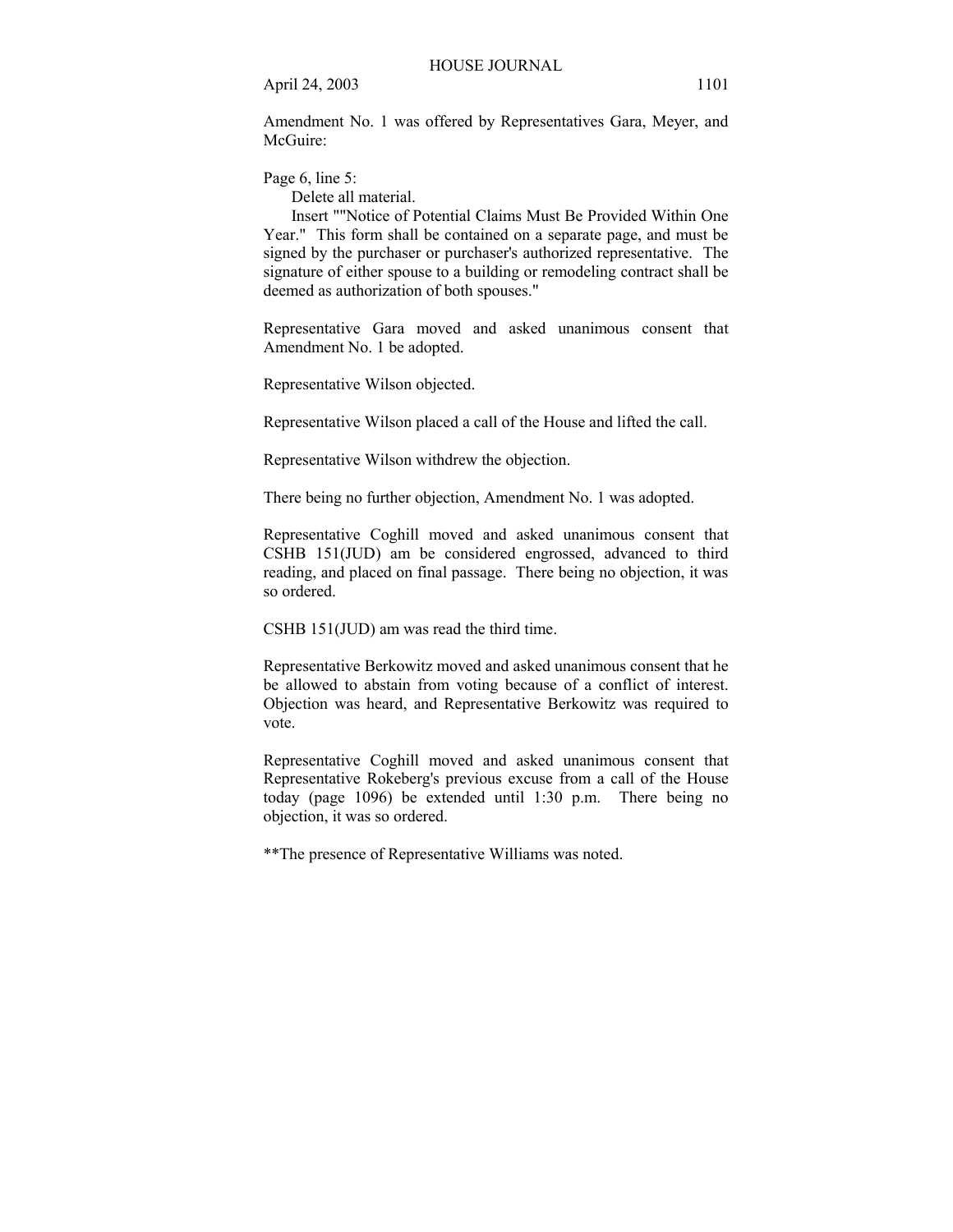Amendment No. 1 was offered by Representatives Gara, Meyer, and McGuire:

Page 6, line 5:

Delete all material.

Insert ""Notice of Potential Claims Must Be Provided Within One Year." This form shall be contained on a separate page, and must be signed by the purchaser or purchaser's authorized representative. The signature of either spouse to a building or remodeling contract shall be deemed as authorization of both spouses."

Representative Gara moved and asked unanimous consent that Amendment No. 1 be adopted.

Representative Wilson objected.

Representative Wilson placed a call of the House and lifted the call.

Representative Wilson withdrew the objection.

There being no further objection, Amendment No. 1 was adopted.

Representative Coghill moved and asked unanimous consent that CSHB 151(JUD) am be considered engrossed, advanced to third reading, and placed on final passage. There being no objection, it was so ordered.

CSHB 151(JUD) am was read the third time.

Representative Berkowitz moved and asked unanimous consent that he be allowed to abstain from voting because of a conflict of interest. Objection was heard, and Representative Berkowitz was required to vote.

Representative Coghill moved and asked unanimous consent that Representative Rokeberg's previous excuse from a call of the House today (page 1096) be extended until 1:30 p.m. There being no objection, it was so ordered.

**The presence of Representative Williams was noted.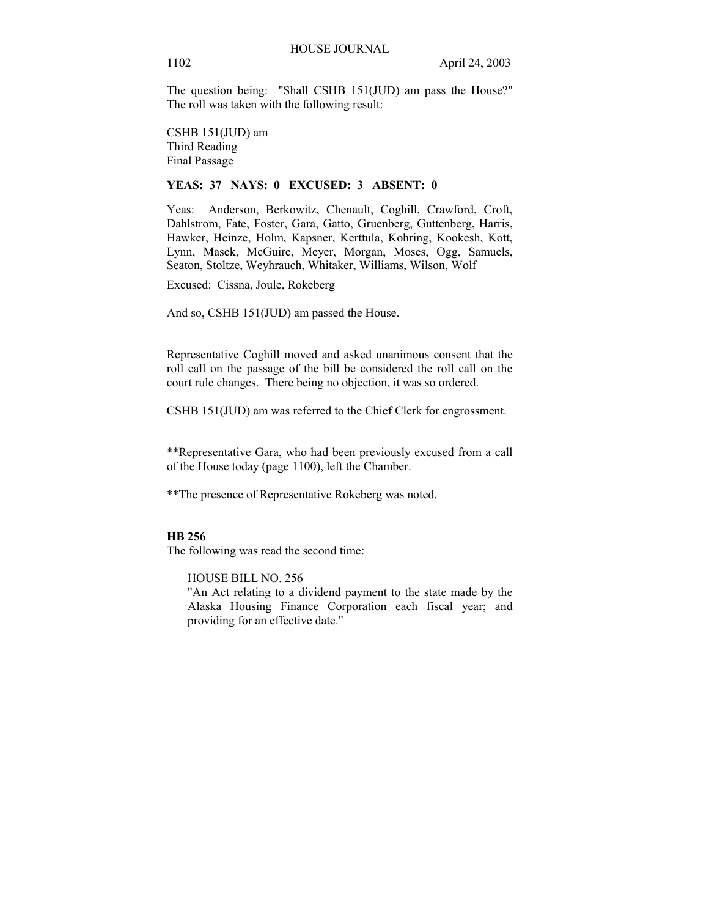The question being: "Shall CSHB 151(JUD) am pass the House?" The roll was taken with the following result:

CSHB 151(JUD) am
Third Reading
Final Passage

**YEAS: 37 NAYS: 0 EXCUSED: 3 ABSENT: 0**

Yeas: Anderson, Berkowitz, Chenault, Coghill, Crawford, Croft, Dahlstrom, Fate, Foster, Gara, Gatto, Gruenberg, Guttenberg, Harris, Hawker, Heinze, Holm, Kapsner, Kerttula, Kohring, Kookesh, Kott, Lynn, Masek, McGuire, Meyer, Morgan, Moses, Ogg, Samuels, Seaton, Stoltze, Weyhrauch, Whitaker, Williams, Wilson, Wolf

Excused: Cissna, Joule, Rokeberg

And so, CSHB 151(JUD) am passed the House.

Representative Coghill moved and asked unanimous consent that the roll call on the passage of the bill be considered the roll call on the court rule changes. There being no objection, it was so ordered.

CSHB 151(JUD) am was referred to the Chief Clerk for engrossment.

**Representative Gara, who had been previously excused from a call of the House today (page 1100), left the Chamber.

**The presence of Representative Rokeberg was noted.

**HB 256**

The following was read the second time:

HOUSE BILL NO. 256
"An Act relating to a dividend payment to the state made by the Alaska Housing Finance Corporation each fiscal year; and providing for an effective date."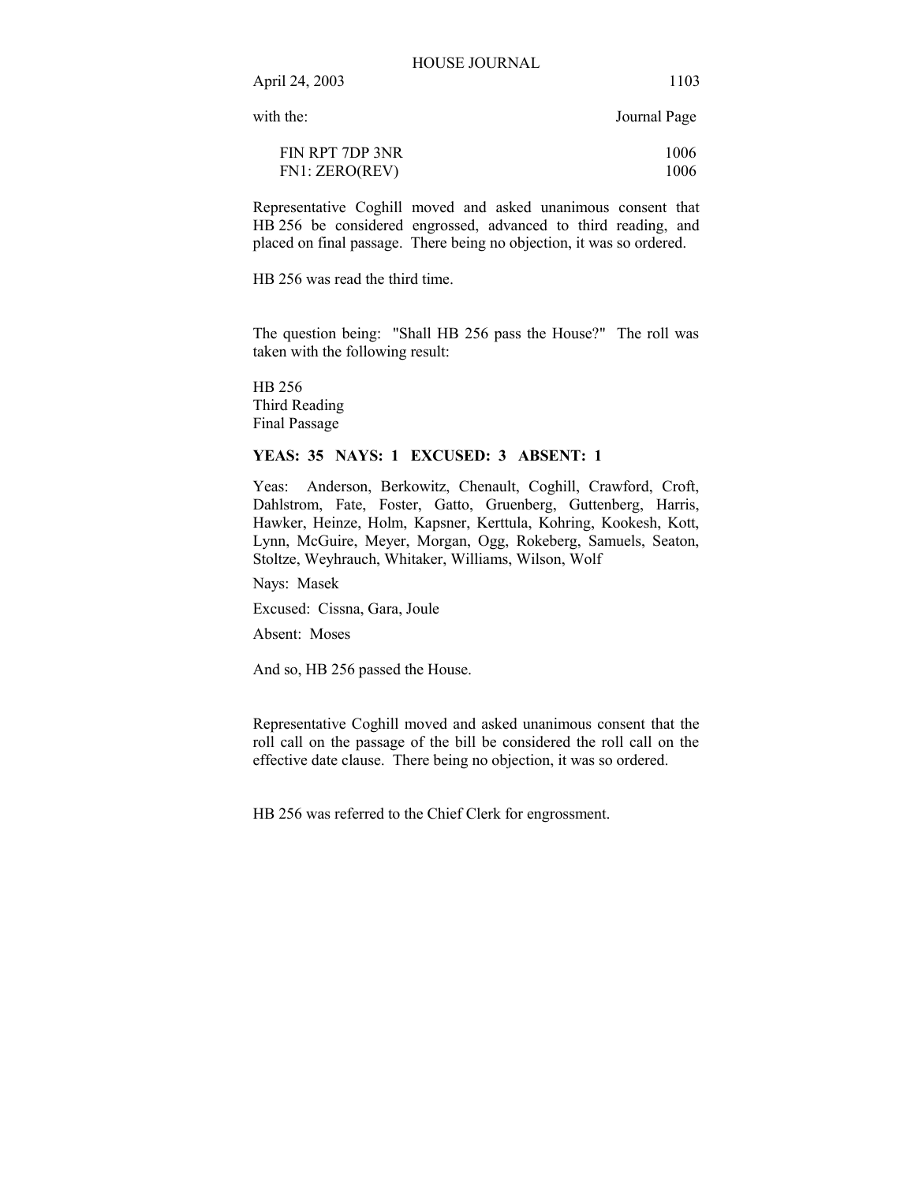with the: Journal Page

| | |
|---|---|
| FIN RPT 7DP 3NR | 1006 |
| FN1: ZERO(REV) | 1006 |

Representative Coghill moved and asked unanimous consent that HB 256 be considered engrossed, advanced to third reading, and placed on final passage. There being no objection, it was so ordered.

HB 256 was read the third time.

The question being: "Shall HB 256 pass the House?" The roll was taken with the following result:

HB 256
Third Reading
Final Passage

**YEAS: 35 NAYS: 1 EXCUSED: 3 ABSENT: 1**

Yeas: Anderson, Berkowitz, Chenault, Coghill, Crawford, Croft, Dahlstrom, Fate, Foster, Gatto, Gruenberg, Guttenberg, Harris, Hawker, Heinze, Holm, Kapsner, Kerttula, Kohring, Kookesh, Kott, Lynn, McGuire, Meyer, Morgan, Ogg, Rokeberg, Samuels, Seaton, Stoltze, Weyhrauch, Whitaker, Williams, Wilson, Wolf

Nays: Masek

Excused: Cissna, Gara, Joule

Absent: Moses

And so, HB 256 passed the House.

Representative Coghill moved and asked unanimous consent that the roll call on the passage of the bill be considered the roll call on the effective date clause. There being no objection, it was so ordered.

HB 256 was referred to the Chief Clerk for engrossment.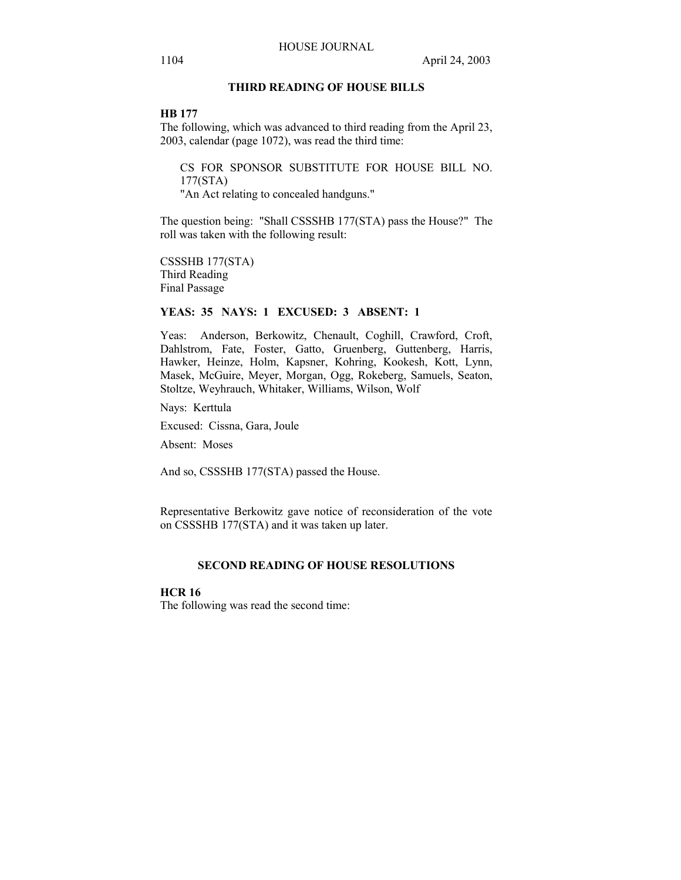## THIRD READING OF HOUSE BILLS

**HB 177**

The following, which was advanced to third reading from the April 23, 2003, calendar (page 1072), was read the third time:

> CS FOR SPONSOR SUBSTITUTE FOR HOUSE BILL NO. 177(STA)
> "An Act relating to concealed handguns."

The question being: "Shall CSSSHB 177(STA) pass the House?" The roll was taken with the following result:

CSSSHB 177(STA)
Third Reading
Final Passage

**YEAS: 35 NAYS: 1 EXCUSED: 3 ABSENT: 1**

Yeas: Anderson, Berkowitz, Chenault, Coghill, Crawford, Croft, Dahlstrom, Fate, Foster, Gatto, Gruenberg, Guttenberg, Harris, Hawker, Heinze, Holm, Kapsner, Kohring, Kookesh, Kott, Lynn, Masek, McGuire, Meyer, Morgan, Ogg, Rokeberg, Samuels, Seaton, Stoltze, Weyhrauch, Whitaker, Williams, Wilson, Wolf

Nays: Kerttula

Excused: Cissna, Gara, Joule

Absent: Moses

And so, CSSSHB 177(STA) passed the House.

Representative Berkowitz gave notice of reconsideration of the vote on CSSSHB 177(STA) and it was taken up later.

## SECOND READING OF HOUSE RESOLUTIONS

**HCR 16**

The following was read the second time: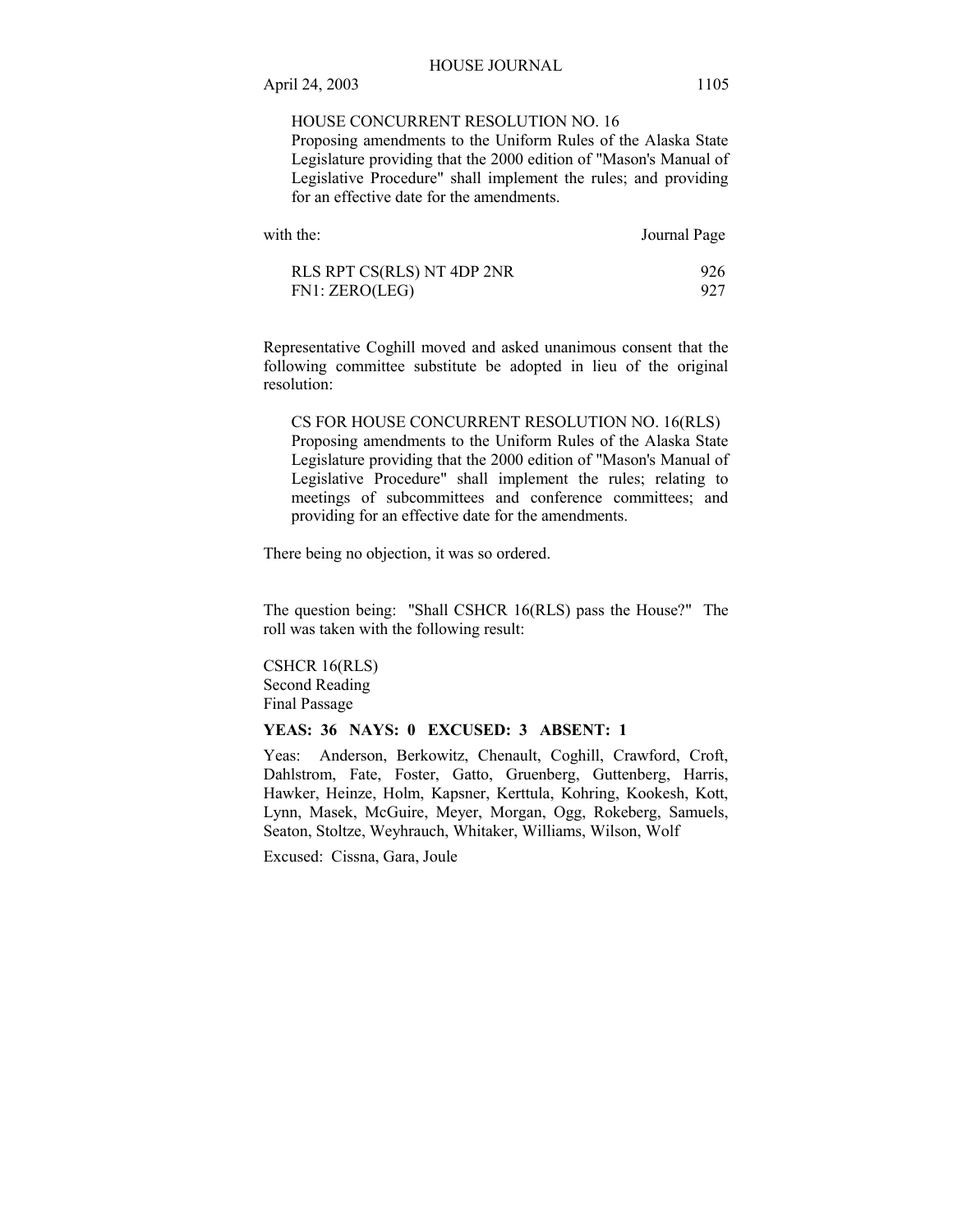HOUSE CONCURRENT RESOLUTION NO. 16
Proposing amendments to the Uniform Rules of the Alaska State Legislature providing that the 2000 edition of "Mason's Manual of Legislative Procedure" shall implement the rules; and providing for an effective date for the amendments.

| with the: | Journal Page |
|---|---|
| RLS RPT CS(RLS) NT 4DP 2NR | 926 |
| FN1: ZERO(LEG) | 927 |

Representative Coghill moved and asked unanimous consent that the following committee substitute be adopted in lieu of the original resolution:

CS FOR HOUSE CONCURRENT RESOLUTION NO. 16(RLS)
Proposing amendments to the Uniform Rules of the Alaska State Legislature providing that the 2000 edition of "Mason's Manual of Legislative Procedure" shall implement the rules; relating to meetings of subcommittees and conference committees; and providing for an effective date for the amendments.

There being no objection, it was so ordered.

The question being: "Shall CSHCR 16(RLS) pass the House?" The roll was taken with the following result:

CSHCR 16(RLS)
Second Reading
Final Passage

**YEAS: 36 NAYS: 0 EXCUSED: 3 ABSENT: 1**

Yeas: Anderson, Berkowitz, Chenault, Coghill, Crawford, Croft, Dahlstrom, Fate, Foster, Gatto, Gruenberg, Guttenberg, Harris, Hawker, Heinze, Holm, Kapsner, Kerttula, Kohring, Kookesh, Kott, Lynn, Masek, McGuire, Meyer, Morgan, Ogg, Rokeberg, Samuels, Seaton, Stoltze, Weyhrauch, Whitaker, Williams, Wilson, Wolf

Excused: Cissna, Gara, Joule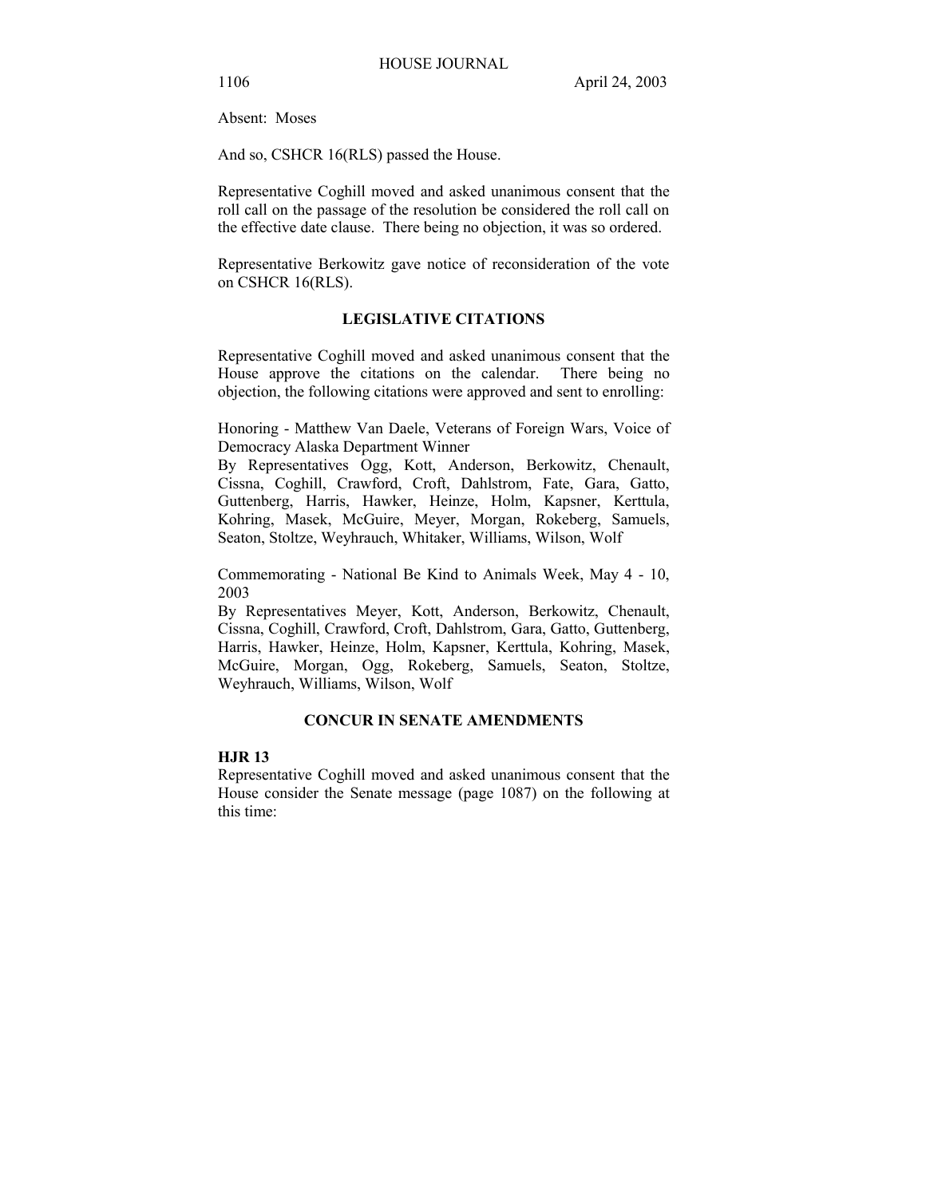Absent: Moses

And so, CSHCR 16(RLS) passed the House.

Representative Coghill moved and asked unanimous consent that the roll call on the passage of the resolution be considered the roll call on the effective date clause. There being no objection, it was so ordered.

Representative Berkowitz gave notice of reconsideration of the vote on CSHCR 16(RLS).

## LEGISLATIVE CITATIONS

Representative Coghill moved and asked unanimous consent that the House approve the citations on the calendar. There being no objection, the following citations were approved and sent to enrolling:

Honoring - Matthew Van Daele, Veterans of Foreign Wars, Voice of Democracy Alaska Department Winner
By Representatives Ogg, Kott, Anderson, Berkowitz, Chenault, Cissna, Coghill, Crawford, Croft, Dahlstrom, Fate, Gara, Gatto, Guttenberg, Harris, Hawker, Heinze, Holm, Kapsner, Kerttula, Kohring, Masek, McGuire, Meyer, Morgan, Rokeberg, Samuels, Seaton, Stoltze, Weyhrauch, Whitaker, Williams, Wilson, Wolf

Commemorating - National Be Kind to Animals Week, May 4 - 10, 2003
By Representatives Meyer, Kott, Anderson, Berkowitz, Chenault, Cissna, Coghill, Crawford, Croft, Dahlstrom, Gara, Gatto, Guttenberg, Harris, Hawker, Heinze, Holm, Kapsner, Kerttula, Kohring, Masek, McGuire, Morgan, Ogg, Rokeberg, Samuels, Seaton, Stoltze, Weyhrauch, Williams, Wilson, Wolf

## CONCUR IN SENATE AMENDMENTS

**HJR 13**
Representative Coghill moved and asked unanimous consent that the House consider the Senate message (page 1087) on the following at this time: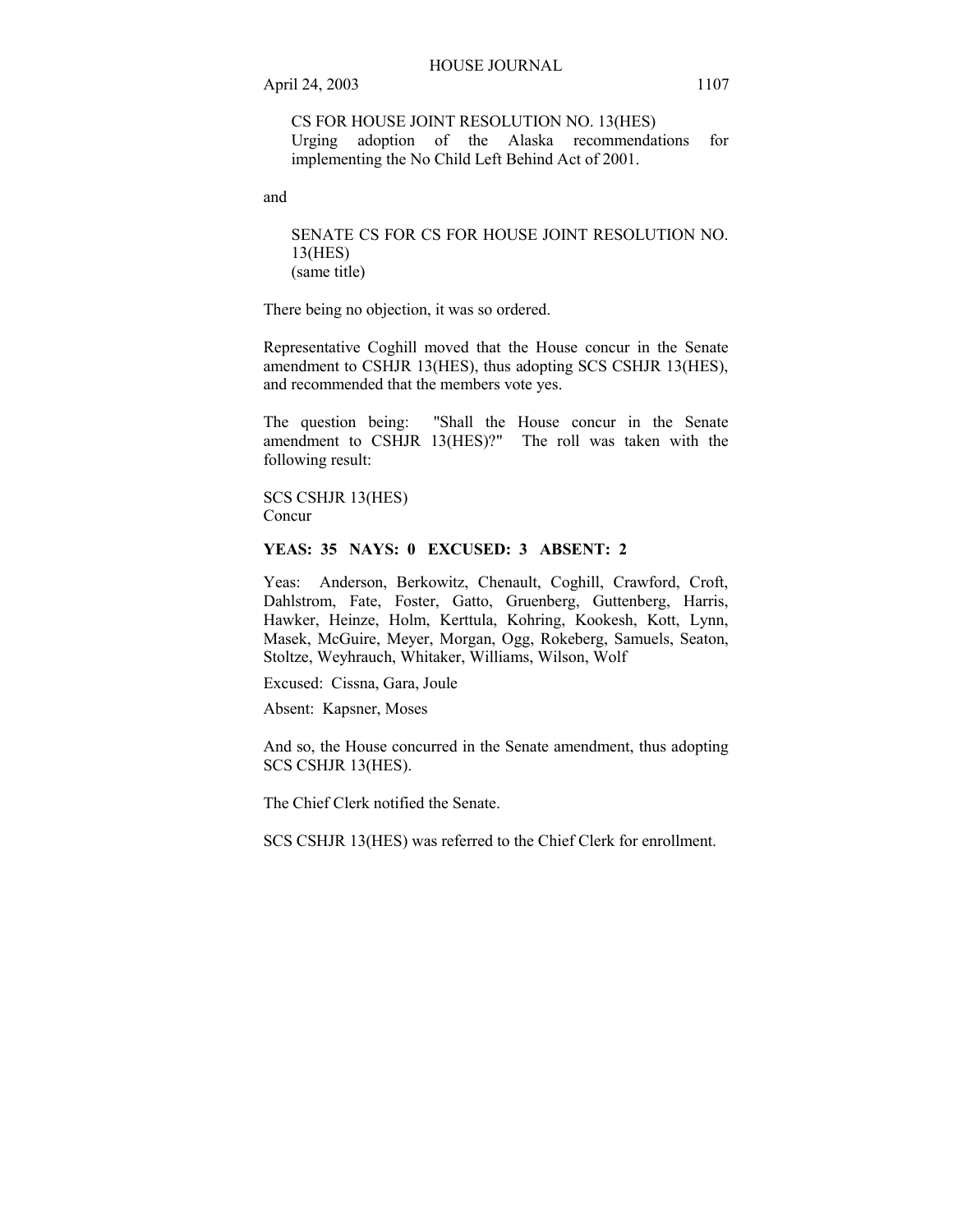CS FOR HOUSE JOINT RESOLUTION NO. 13(HES)
Urging adoption of the Alaska recommendations for implementing the No Child Left Behind Act of 2001.

and

SENATE CS FOR CS FOR HOUSE JOINT RESOLUTION NO. 13(HES)
(same title)

There being no objection, it was so ordered.

Representative Coghill moved that the House concur in the Senate amendment to CSHJR 13(HES), thus adopting SCS CSHJR 13(HES), and recommended that the members vote yes.

The question being: "Shall the House concur in the Senate amendment to CSHJR 13(HES)?" The roll was taken with the following result:

SCS CSHJR 13(HES)
Concur

**YEAS: 35 NAYS: 0 EXCUSED: 3 ABSENT: 2**

Yeas: Anderson, Berkowitz, Chenault, Coghill, Crawford, Croft, Dahlstrom, Fate, Foster, Gatto, Gruenberg, Guttenberg, Harris, Hawker, Heinze, Holm, Kerttula, Kohring, Kookesh, Kott, Lynn, Masek, McGuire, Meyer, Morgan, Ogg, Rokeberg, Samuels, Seaton, Stoltze, Weyhrauch, Whitaker, Williams, Wilson, Wolf

Excused: Cissna, Gara, Joule

Absent: Kapsner, Moses

And so, the House concurred in the Senate amendment, thus adopting SCS CSHJR 13(HES).

The Chief Clerk notified the Senate.

SCS CSHJR 13(HES) was referred to the Chief Clerk for enrollment.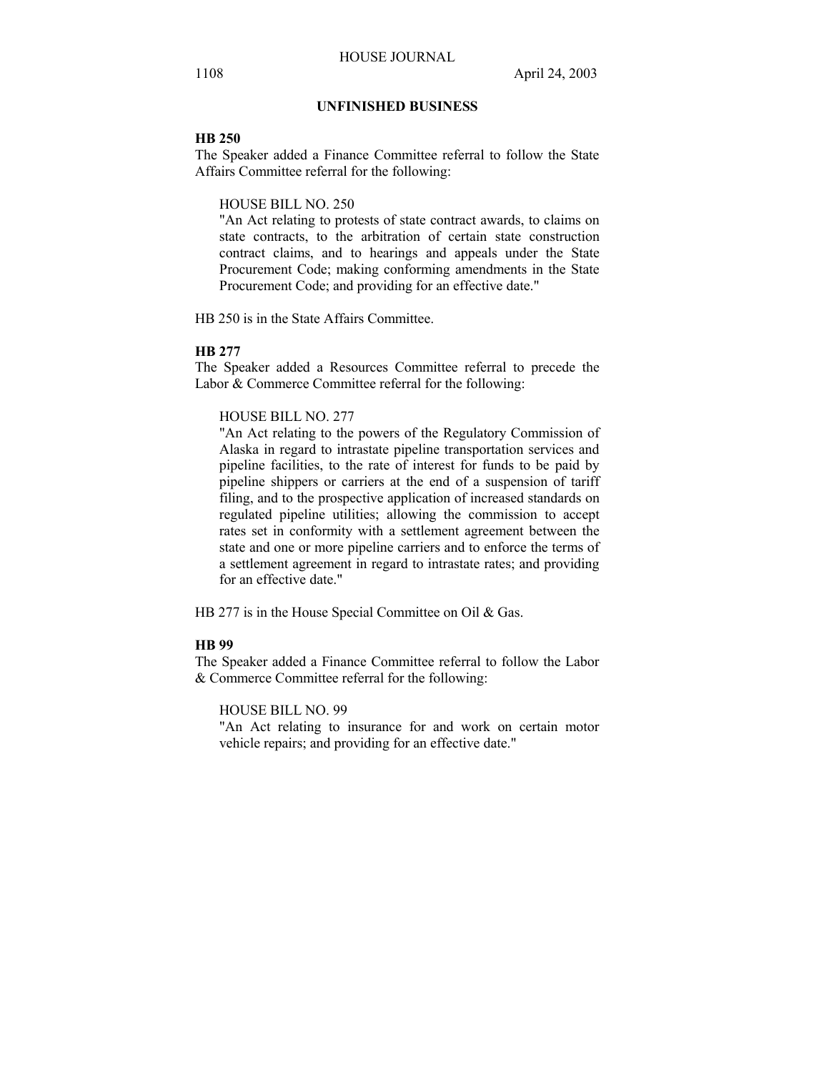## UNFINISHED BUSINESS

**HB 250**

The Speaker added a Finance Committee referral to follow the State Affairs Committee referral for the following:

HOUSE BILL NO. 250
"An Act relating to protests of state contract awards, to claims on state contracts, to the arbitration of certain state construction contract claims, and to hearings and appeals under the State Procurement Code; making conforming amendments in the State Procurement Code; and providing for an effective date."

HB 250 is in the State Affairs Committee.

**HB 277**

The Speaker added a Resources Committee referral to precede the Labor & Commerce Committee referral for the following:

HOUSE BILL NO. 277
"An Act relating to the powers of the Regulatory Commission of Alaska in regard to intrastate pipeline transportation services and pipeline facilities, to the rate of interest for funds to be paid by pipeline shippers or carriers at the end of a suspension of tariff filing, and to the prospective application of increased standards on regulated pipeline utilities; allowing the commission to accept rates set in conformity with a settlement agreement between the state and one or more pipeline carriers and to enforce the terms of a settlement agreement in regard to intrastate rates; and providing for an effective date."

HB 277 is in the House Special Committee on Oil & Gas.

**HB 99**

The Speaker added a Finance Committee referral to follow the Labor & Commerce Committee referral for the following:

HOUSE BILL NO. 99
"An Act relating to insurance for and work on certain motor vehicle repairs; and providing for an effective date."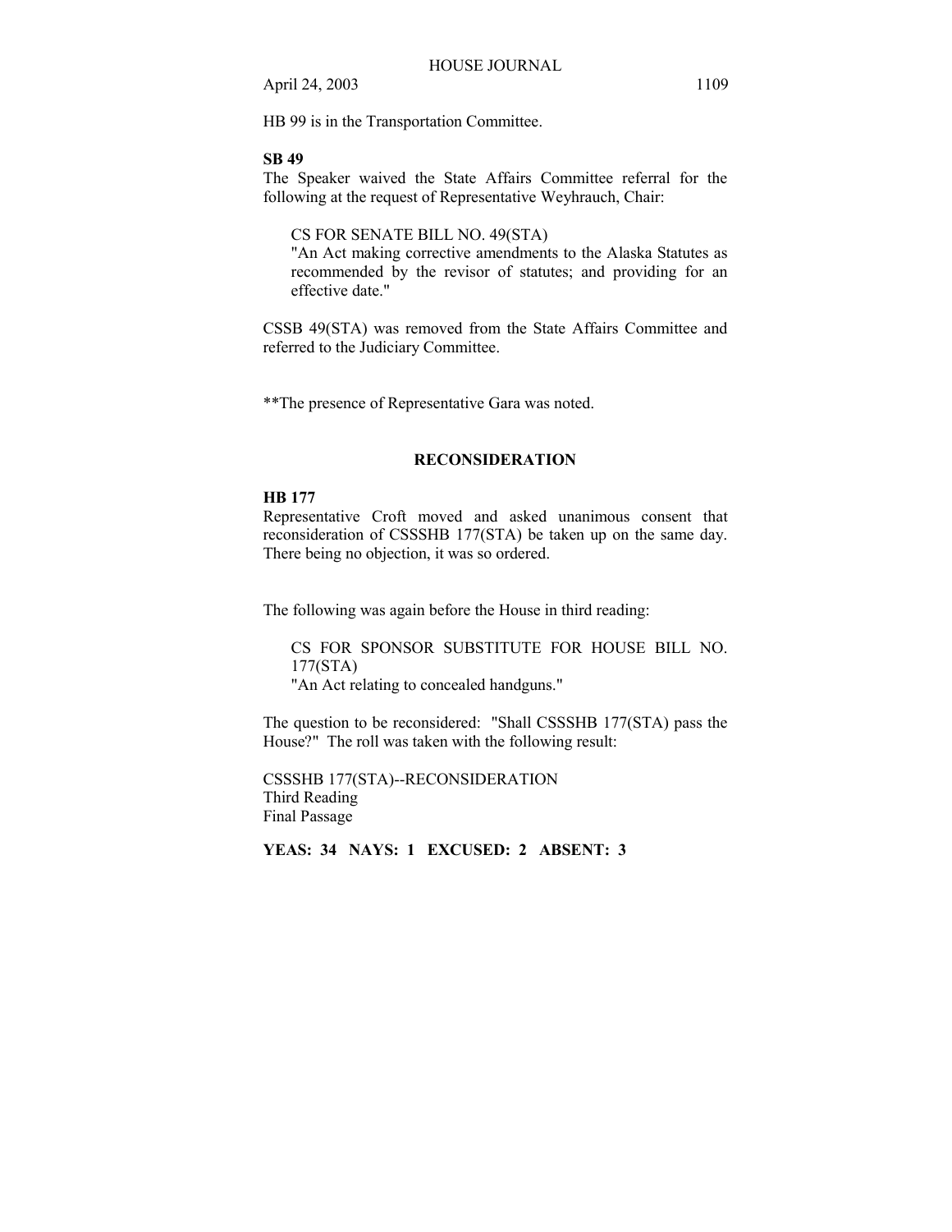HB 99 is in the Transportation Committee.

**SB 49**

The Speaker waived the State Affairs Committee referral for the following at the request of Representative Weyhrauch, Chair:

> CS FOR SENATE BILL NO. 49(STA)
> "An Act making corrective amendments to the Alaska Statutes as recommended by the revisor of statutes; and providing for an effective date."

CSSB 49(STA) was removed from the State Affairs Committee and referred to the Judiciary Committee.

**The presence of Representative Gara was noted.

## RECONSIDERATION

**HB 177**

Representative Croft moved and asked unanimous consent that reconsideration of CSSSHB 177(STA) be taken up on the same day. There being no objection, it was so ordered.

The following was again before the House in third reading:

> CS FOR SPONSOR SUBSTITUTE FOR HOUSE BILL NO. 177(STA)
> "An Act relating to concealed handguns."

The question to be reconsidered: "Shall CSSSHB 177(STA) pass the House?" The roll was taken with the following result:

CSSSHB 177(STA)--RECONSIDERATION
Third Reading
Final Passage

**YEAS: 34 NAYS: 1 EXCUSED: 2 ABSENT: 3**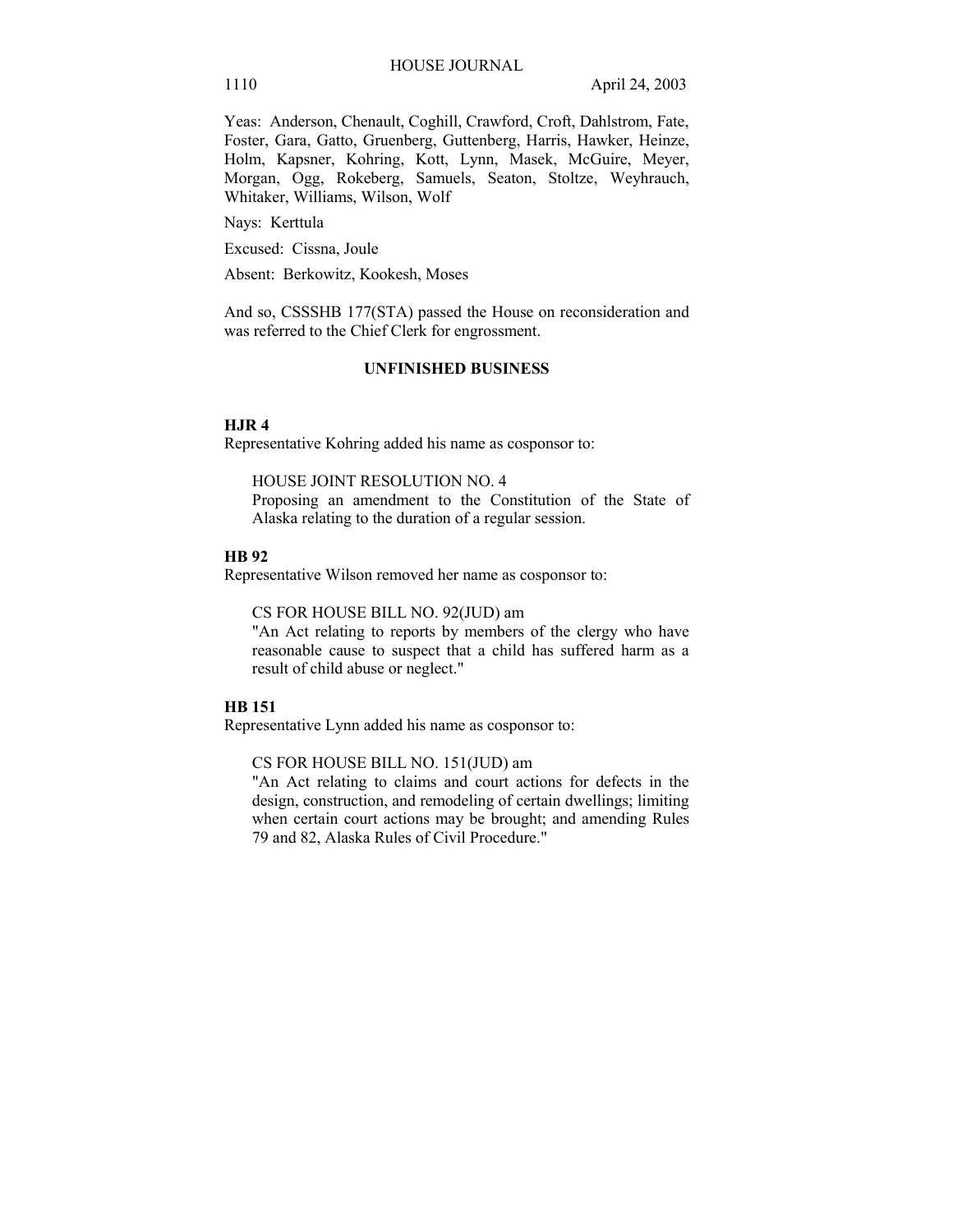Yeas: Anderson, Chenault, Coghill, Crawford, Croft, Dahlstrom, Fate, Foster, Gara, Gatto, Gruenberg, Guttenberg, Harris, Hawker, Heinze, Holm, Kapsner, Kohring, Kott, Lynn, Masek, McGuire, Meyer, Morgan, Ogg, Rokeberg, Samuels, Seaton, Stoltze, Weyhrauch, Whitaker, Williams, Wilson, Wolf

Nays: Kerttula

Excused: Cissna, Joule

Absent: Berkowitz, Kookesh, Moses

And so, CSSSHB 177(STA) passed the House on reconsideration and was referred to the Chief Clerk for engrossment.

## UNFINISHED BUSINESS

**HJR 4**

Representative Kohring added his name as cosponsor to:

HOUSE JOINT RESOLUTION NO. 4
Proposing an amendment to the Constitution of the State of Alaska relating to the duration of a regular session.

**HB 92**

Representative Wilson removed her name as cosponsor to:

CS FOR HOUSE BILL NO. 92(JUD) am
"An Act relating to reports by members of the clergy who have reasonable cause to suspect that a child has suffered harm as a result of child abuse or neglect."

**HB 151**

Representative Lynn added his name as cosponsor to:

CS FOR HOUSE BILL NO. 151(JUD) am
"An Act relating to claims and court actions for defects in the design, construction, and remodeling of certain dwellings; limiting when certain court actions may be brought; and amending Rules 79 and 82, Alaska Rules of Civil Procedure."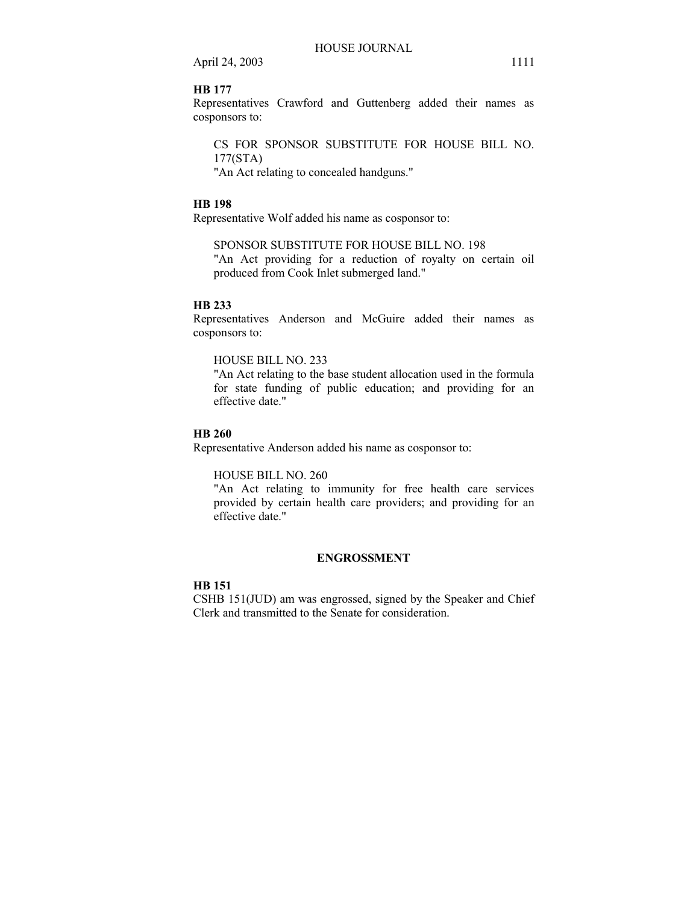**HB 177**

Representatives Crawford and Guttenberg added their names as cosponsors to:

> CS FOR SPONSOR SUBSTITUTE FOR HOUSE BILL NO. 177(STA)
> "An Act relating to concealed handguns."

**HB 198**

Representative Wolf added his name as cosponsor to:

> SPONSOR SUBSTITUTE FOR HOUSE BILL NO. 198
> "An Act providing for a reduction of royalty on certain oil produced from Cook Inlet submerged land."

**HB 233**

Representatives Anderson and McGuire added their names as cosponsors to:

> HOUSE BILL NO. 233
> "An Act relating to the base student allocation used in the formula for state funding of public education; and providing for an effective date."

**HB 260**

Representative Anderson added his name as cosponsor to:

> HOUSE BILL NO. 260
> "An Act relating to immunity for free health care services provided by certain health care providers; and providing for an effective date."

## ENGROSSMENT

**HB 151**

CSHB 151(JUD) am was engrossed, signed by the Speaker and Chief Clerk and transmitted to the Senate for consideration.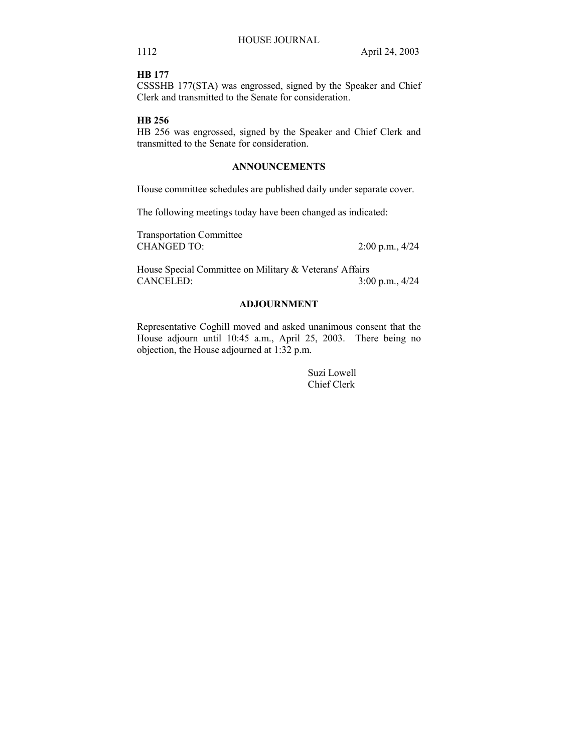**HB 177**

CSSSHB 177(STA) was engrossed, signed by the Speaker and Chief Clerk and transmitted to the Senate for consideration.

**HB 256**

HB 256 was engrossed, signed by the Speaker and Chief Clerk and transmitted to the Senate for consideration.

## ANNOUNCEMENTS

House committee schedules are published daily under separate cover.

The following meetings today have been changed as indicated:

| | |
|---|---|
| Transportation Committee | |
| CHANGED TO: | 2:00 p.m., 4/24 |
| House Special Committee on Military & Veterans' Affairs | |
| CANCELED: | 3:00 p.m., 4/24 |

## ADJOURNMENT

Representative Coghill moved and asked unanimous consent that the House adjourn until 10:45 a.m., April 25, 2003. There being no objection, the House adjourned at 1:32 p.m.

Suzi Lowell
Chief Clerk